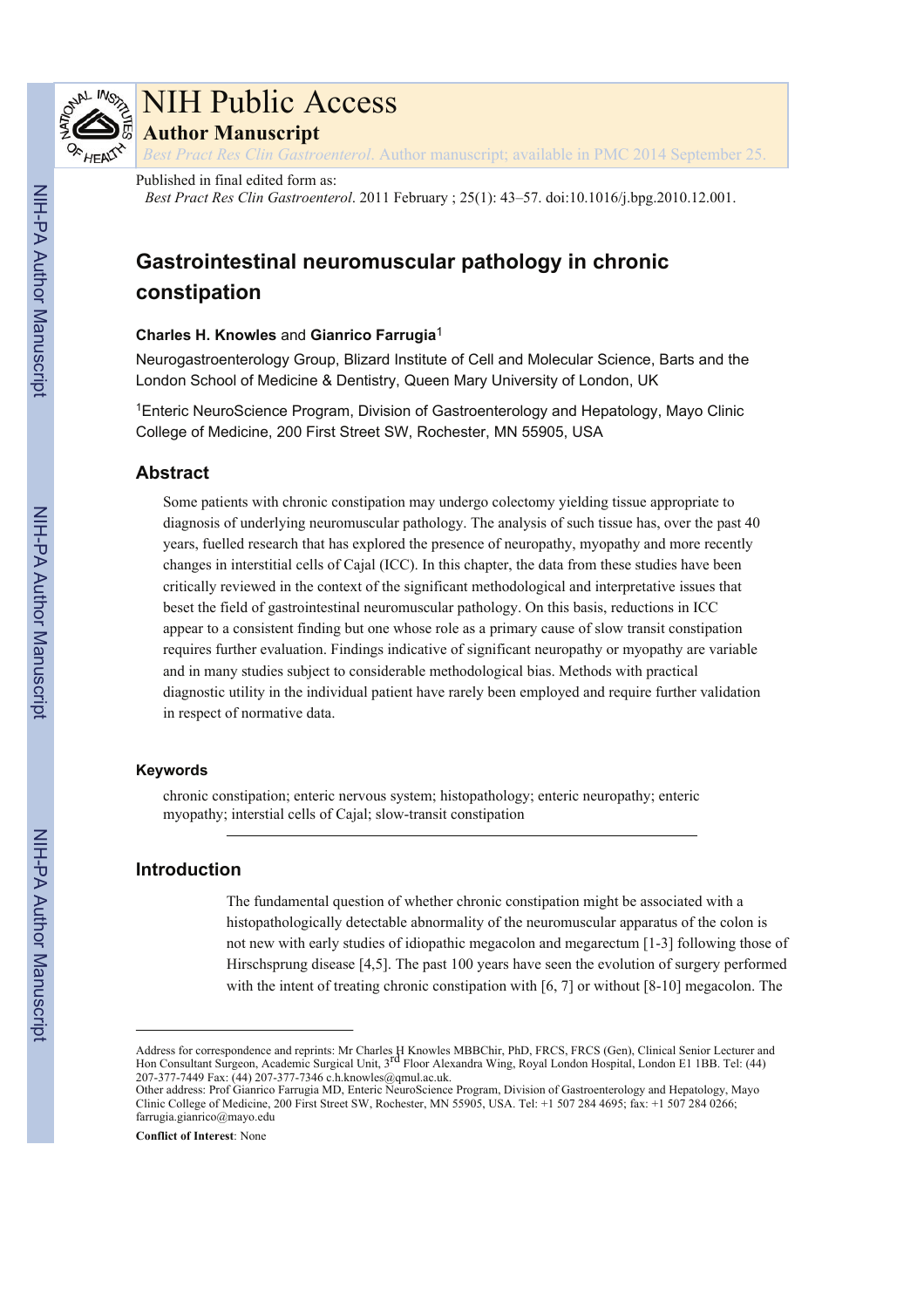# NIH Public Access

**Author Manuscript**

*Best Pract Res Clin Gastroenterol*. Author manuscript; available in PMC 2014 September 25.

Published in final edited form as:

*Best Pract Res Clin Gastroenterol*. 2011 February ; 25(1): 43–57. doi:10.1016/j.bpg.2010.12.001.

# Gastrointestinal neuromuscular pathology in chronic constipation

**Charles H. Knowles** and **Gianrico Farrugia**[1]

Neurogastroenterology Group, Blizard Institute of Cell and Molecular Science, Barts and the London School of Medicine & Dentistry, Queen Mary University of London, UK

[1]Enteric NeuroScience Program, Division of Gastroenterology and Hepatology, Mayo Clinic College of Medicine, 200 First Street SW, Rochester, MN 55905, USA

## Abstract

Some patients with chronic constipation may undergo colectomy yielding tissue appropriate to diagnosis of underlying neuromuscular pathology. The analysis of such tissue has, over the past 40 years, fuelled research that has explored the presence of neuropathy, myopathy and more recently changes in interstitial cells of Cajal (ICC). In this chapter, the data from these studies have been critically reviewed in the context of the significant methodological and interpretative issues that beset the field of gastrointestinal neuromuscular pathology. On this basis, reductions in ICC appear to a consistent finding but one whose role as a primary cause of slow transit constipation requires further evaluation. Findings indicative of significant neuropathy or myopathy are variable and in many studies subject to considerable methodological bias. Methods with practical diagnostic utility in the individual patient have rarely been employed and require further validation in respect of normative data.

### Keywords

chronic constipation; enteric nervous system; histopathology; enteric neuropathy; enteric myopathy; interstitial cells of Cajal; slow-transit constipation

## Introduction

The fundamental question of whether chronic constipation might be associated with a histopathologically detectable abnormality of the neuromuscular apparatus of the colon is not new with early studies of idiopathic megacolon and megarectum [1-3] following those of Hirschsprung disease [4,5]. The past 100 years have seen the evolution of surgery performed with the intent of treating chronic constipation with [6, 7] or without [8-10] megacolon. The

---

Address for correspondence and reprints: Mr Charles H Knowles MBBChir, PhD, FRCS, FRCS (Gen), Clinical Senior Lecturer and Hon Consultant Surgeon, Academic Surgical Unit, 3rd Floor Alexandra Wing, Royal London Hospital, London E1 1BB. Tel: (44) 207-377-7449 Fax: (44) 207-377-7346 c.h.knowles@qmul.ac.uk.

Other address: Prof Gianrico Farrugia MD, Enteric NeuroScience Program, Division of Gastroenterology and Hepatology, Mayo Clinic College of Medicine, 200 First Street SW, Rochester, MN 55905, USA. Tel: +1 507 284 4695; fax: +1 507 284 0266; farrugia.gianrico@mayo.edu

**Conflict of Interest**: None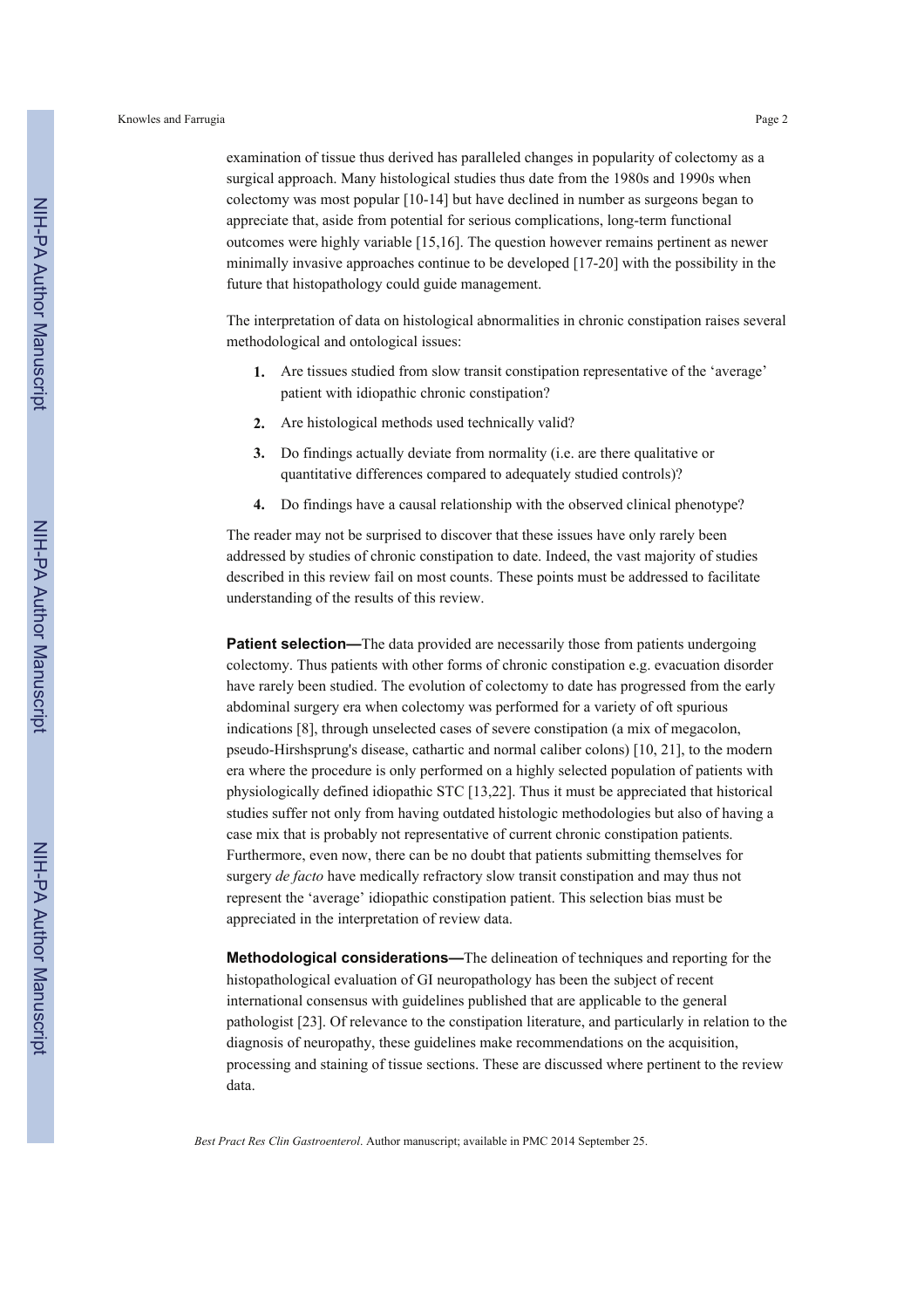examination of tissue thus derived has paralleled changes in popularity of colectomy as a surgical approach. Many histological studies thus date from the 1980s and 1990s when colectomy was most popular [10-14] but have declined in number as surgeons began to appreciate that, aside from potential for serious complications, long-term functional outcomes were highly variable [15,16]. The question however remains pertinent as newer minimally invasive approaches continue to be developed [17-20] with the possibility in the future that histopathology could guide management.

The interpretation of data on histological abnormalities in chronic constipation raises several methodological and ontological issues:

1. Are tissues studied from slow transit constipation representative of the 'average' patient with idiopathic chronic constipation?
2. Are histological methods used technically valid?
3. Do findings actually deviate from normality (i.e. are there qualitative or quantitative differences compared to adequately studied controls)?
4. Do findings have a causal relationship with the observed clinical phenotype?

The reader may not be surprised to discover that these issues have only rarely been addressed by studies of chronic constipation to date. Indeed, the vast majority of studies described in this review fail on most counts. These points must be addressed to facilitate understanding of the results of this review.

**Patient selection—**The data provided are necessarily those from patients undergoing colectomy. Thus patients with other forms of chronic constipation e.g. evacuation disorder have rarely been studied. The evolution of colectomy to date has progressed from the early abdominal surgery era when colectomy was performed for a variety of oft spurious indications [8], through unselected cases of severe constipation (a mix of megacolon, pseudo-Hirshsprung's disease, cathartic and normal caliber colons) [10, 21], to the modern era where the procedure is only performed on a highly selected population of patients with physiologically defined idiopathic STC [13,22]. Thus it must be appreciated that historical studies suffer not only from having outdated histologic methodologies but also of having a case mix that is probably not representative of current chronic constipation patients. Furthermore, even now, there can be no doubt that patients submitting themselves for surgery *de facto* have medically refractory slow transit constipation and may thus not represent the 'average' idiopathic constipation patient. This selection bias must be appreciated in the interpretation of review data.

**Methodological considerations—**The delineation of techniques and reporting for the histopathological evaluation of GI neuropathology has been the subject of recent international consensus with guidelines published that are applicable to the general pathologist [23]. Of relevance to the constipation literature, and particularly in relation to the diagnosis of neuropathy, these guidelines make recommendations on the acquisition, processing and staining of tissue sections. These are discussed where pertinent to the review data.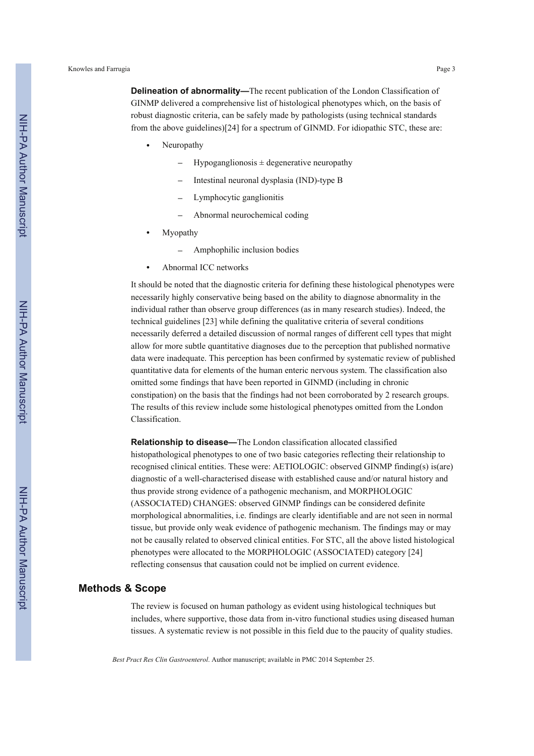**Delineation of abnormality—**The recent publication of the London Classification of GINMP delivered a comprehensive list of histological phenotypes which, on the basis of robust diagnostic criteria, can be safely made by pathologists (using technical standards from the above guidelines)[24] for a spectrum of GINMD. For idiopathic STC, these are:

- Neuropathy
  - Hypoganglionosis ± degenerative neuropathy
  - Intestinal neuronal dysplasia (IND)-type B
  - Lymphocytic ganglionitis
  - Abnormal neurochemical coding
- Myopathy
  - Amphophilic inclusion bodies
- Abnormal ICC networks

It should be noted that the diagnostic criteria for defining these histological phenotypes were necessarily highly conservative being based on the ability to diagnose abnormality in the individual rather than observe group differences (as in many research studies). Indeed, the technical guidelines [23] while defining the qualitative criteria of several conditions necessarily deferred a detailed discussion of normal ranges of different cell types that might allow for more subtle quantitative diagnoses due to the perception that published normative data were inadequate. This perception has been confirmed by systematic review of published quantitative data for elements of the human enteric nervous system. The classification also omitted some findings that have been reported in GINMD (including in chronic constipation) on the basis that the findings had not been corroborated by 2 research groups. The results of this review include some histological phenotypes omitted from the London Classification.

**Relationship to disease—**The London classification allocated classified histopathological phenotypes to one of two basic categories reflecting their relationship to recognised clinical entities. These were: AETIOLOGIC: observed GINMP finding(s) is(are) diagnostic of a well-characterised disease with established cause and/or natural history and thus provide strong evidence of a pathogenic mechanism, and MORPHOLOGIC (ASSOCIATED) CHANGES: observed GINMP findings can be considered definite morphological abnormalities, i.e. findings are clearly identifiable and are not seen in normal tissue, but provide only weak evidence of pathogenic mechanism. The findings may or may not be causally related to observed clinical entities. For STC, all the above listed histological phenotypes were allocated to the MORPHOLOGIC (ASSOCIATED) category [24] reflecting consensus that causation could not be implied on current evidence.

## Methods & Scope

The review is focused on human pathology as evident using histological techniques but includes, where supportive, those data from in-vitro functional studies using diseased human tissues. A systematic review is not possible in this field due to the paucity of quality studies.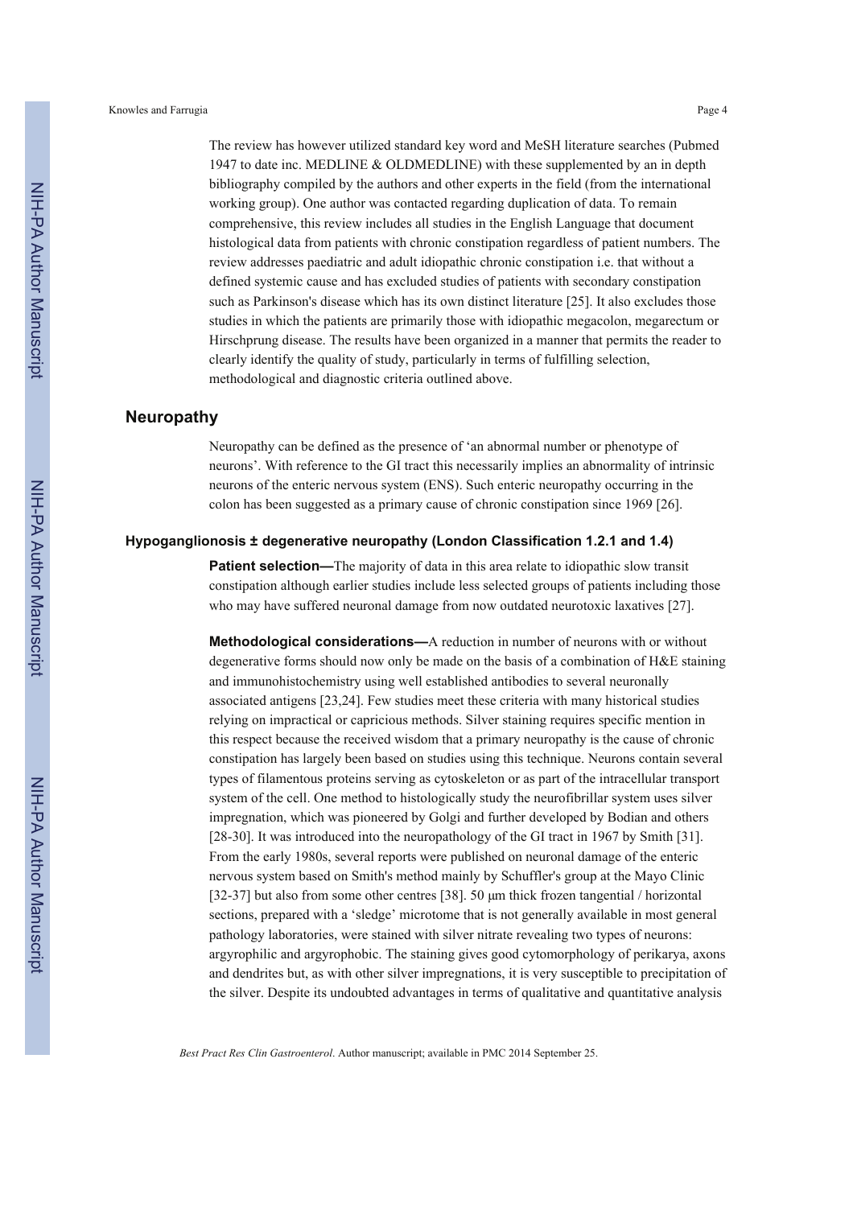The review has however utilized standard key word and MeSH literature searches (Pubmed 1947 to date inc. MEDLINE & OLDMEDLINE) with these supplemented by an in depth bibliography compiled by the authors and other experts in the field (from the international working group). One author was contacted regarding duplication of data. To remain comprehensive, this review includes all studies in the English Language that document histological data from patients with chronic constipation regardless of patient numbers. The review addresses paediatric and adult idiopathic chronic constipation i.e. that without a defined systemic cause and has excluded studies of patients with secondary constipation such as Parkinson's disease which has its own distinct literature [25]. It also excludes those studies in which the patients are primarily those with idiopathic megacolon, megarectum or Hirschprung disease. The results have been organized in a manner that permits the reader to clearly identify the quality of study, particularly in terms of fulfilling selection, methodological and diagnostic criteria outlined above.

## Neuropathy

Neuropathy can be defined as the presence of 'an abnormal number or phenotype of neurons'. With reference to the GI tract this necessarily implies an abnormality of intrinsic neurons of the enteric nervous system (ENS). Such enteric neuropathy occurring in the colon has been suggested as a primary cause of chronic constipation since 1969 [26].

### Hypoganglionosis ± degenerative neuropathy (London Classification 1.2.1 and 1.4)

**Patient selection—**The majority of data in this area relate to idiopathic slow transit constipation although earlier studies include less selected groups of patients including those who may have suffered neuronal damage from now outdated neurotoxic laxatives [27].

**Methodological considerations—**A reduction in number of neurons with or without degenerative forms should now only be made on the basis of a combination of H&E staining and immunohistochemistry using well established antibodies to several neuronally associated antigens [23,24]. Few studies meet these criteria with many historical studies relying on impractical or capricious methods. Silver staining requires specific mention in this respect because the received wisdom that a primary neuropathy is the cause of chronic constipation has largely been based on studies using this technique. Neurons contain several types of filamentous proteins serving as cytoskeleton or as part of the intracellular transport system of the cell. One method to histologically study the neurofibrillar system uses silver impregnation, which was pioneered by Golgi and further developed by Bodian and others [28-30]. It was introduced into the neuropathology of the GI tract in 1967 by Smith [31]. From the early 1980s, several reports were published on neuronal damage of the enteric nervous system based on Smith's method mainly by Schuffler's group at the Mayo Clinic [32-37] but also from some other centres [38]. 50 μm thick frozen tangential / horizontal sections, prepared with a 'sledge' microtome that is not generally available in most general pathology laboratories, were stained with silver nitrate revealing two types of neurons: argyrophilic and argyrophobic. The staining gives good cytomorphology of perikarya, axons and dendrites but, as with other silver impregnations, it is very susceptible to precipitation of the silver. Despite its undoubted advantages in terms of qualitative and quantitative analysis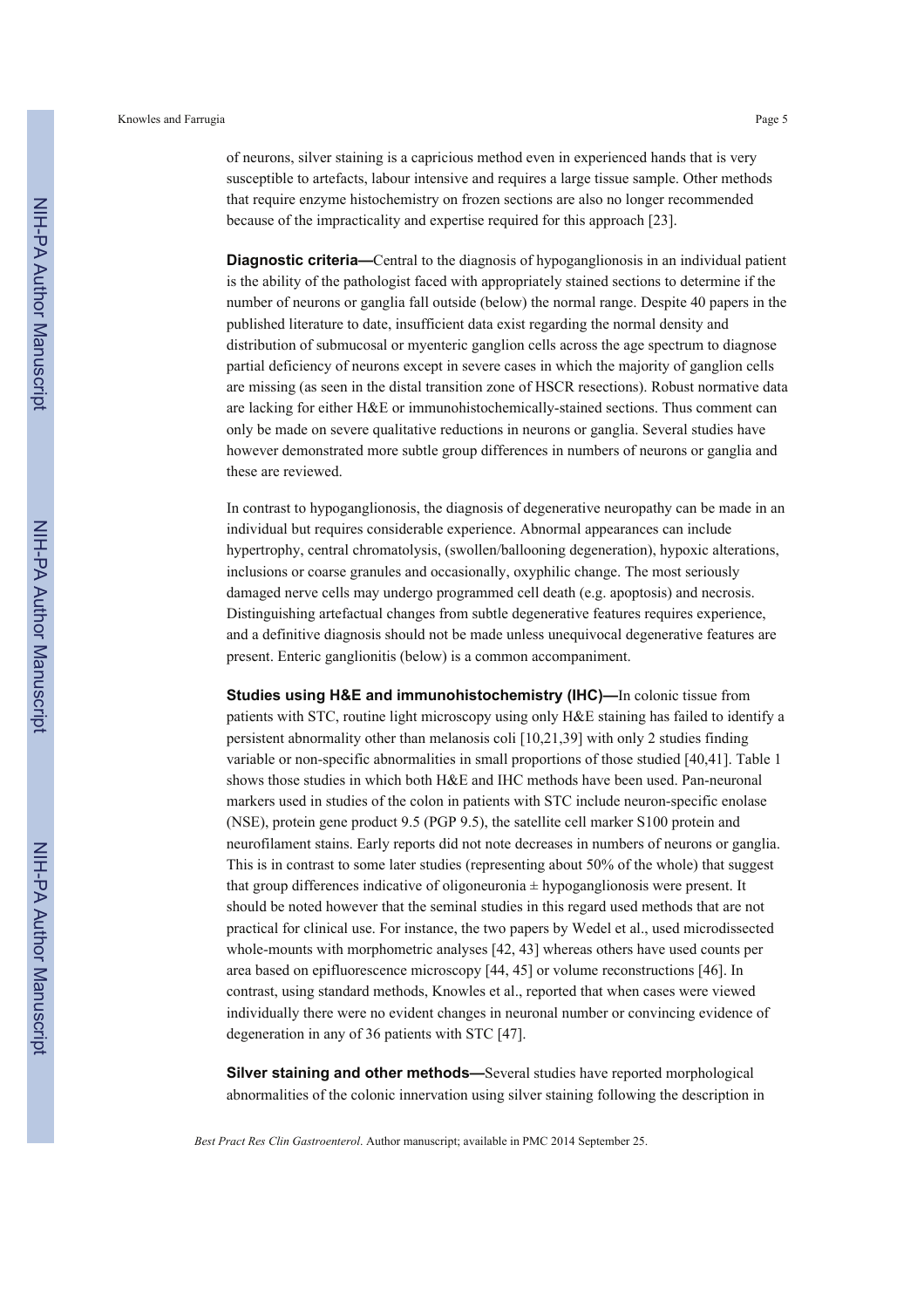of neurons, silver staining is a capricious method even in experienced hands that is very susceptible to artefacts, labour intensive and requires a large tissue sample. Other methods that require enzyme histochemistry on frozen sections are also no longer recommended because of the impracticality and expertise required for this approach [23].

**Diagnostic criteria—**Central to the diagnosis of hypoganglionosis in an individual patient is the ability of the pathologist faced with appropriately stained sections to determine if the number of neurons or ganglia fall outside (below) the normal range. Despite 40 papers in the published literature to date, insufficient data exist regarding the normal density and distribution of submucosal or myenteric ganglion cells across the age spectrum to diagnose partial deficiency of neurons except in severe cases in which the majority of ganglion cells are missing (as seen in the distal transition zone of HSCR resections). Robust normative data are lacking for either H&E or immunohistochemically-stained sections. Thus comment can only be made on severe qualitative reductions in neurons or ganglia. Several studies have however demonstrated more subtle group differences in numbers of neurons or ganglia and these are reviewed.

In contrast to hypoganglionosis, the diagnosis of degenerative neuropathy can be made in an individual but requires considerable experience. Abnormal appearances can include hypertrophy, central chromatolysis, (swollen/ballooning degeneration), hypoxic alterations, inclusions or coarse granules and occasionally, oxyphilic change. The most seriously damaged nerve cells may undergo programmed cell death (e.g. apoptosis) and necrosis. Distinguishing artefactual changes from subtle degenerative features requires experience, and a definitive diagnosis should not be made unless unequivocal degenerative features are present. Enteric ganglionitis (below) is a common accompaniment.

**Studies using H&E and immunohistochemistry (IHC)—**In colonic tissue from patients with STC, routine light microscopy using only H&E staining has failed to identify a persistent abnormality other than melanosis coli [10,21,39] with only 2 studies finding variable or non-specific abnormalities in small proportions of those studied [40,41]. Table 1 shows those studies in which both H&E and IHC methods have been used. Pan-neuronal markers used in studies of the colon in patients with STC include neuron-specific enolase (NSE), protein gene product 9.5 (PGP 9.5), the satellite cell marker S100 protein and neurofilament stains. Early reports did not note decreases in numbers of neurons or ganglia. This is in contrast to some later studies (representing about 50% of the whole) that suggest that group differences indicative of oligoneuronia ± hypoganglionosis were present. It should be noted however that the seminal studies in this regard used methods that are not practical for clinical use. For instance, the two papers by Wedel et al., used microdissected whole-mounts with morphometric analyses [42, 43] whereas others have used counts per area based on epifluorescence microscopy [44, 45] or volume reconstructions [46]. In contrast, using standard methods, Knowles et al., reported that when cases were viewed individually there were no evident changes in neuronal number or convincing evidence of degeneration in any of 36 patients with STC [47].

**Silver staining and other methods—**Several studies have reported morphological abnormalities of the colonic innervation using silver staining following the description in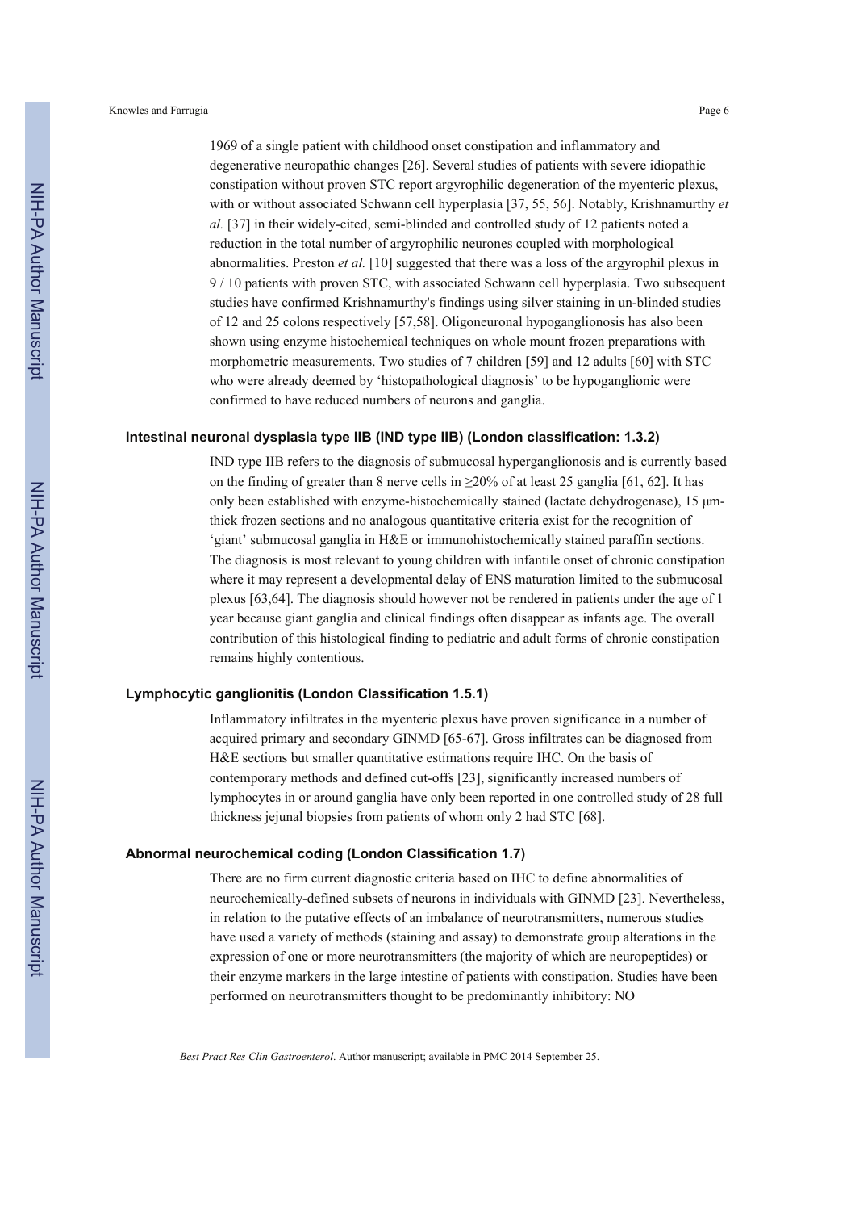1969 of a single patient with childhood onset constipation and inflammatory and degenerative neuropathic changes [26]. Several studies of patients with severe idiopathic constipation without proven STC report argyrophilic degeneration of the myenteric plexus, with or without associated Schwann cell hyperplasia [37, 55, 56]. Notably, Krishnamurthy *et al.* [37] in their widely-cited, semi-blinded and controlled study of 12 patients noted a reduction in the total number of argyrophilic neurones coupled with morphological abnormalities. Preston *et al.* [10] suggested that there was a loss of the argyrophil plexus in 9 / 10 patients with proven STC, with associated Schwann cell hyperplasia. Two subsequent studies have confirmed Krishnamurthy's findings using silver staining in un-blinded studies of 12 and 25 colons respectively [57,58]. Oligoneuronal hypoganglionosis has also been shown using enzyme histochemical techniques on whole mount frozen preparations with morphometric measurements. Two studies of 7 children [59] and 12 adults [60] with STC who were already deemed by 'histopathological diagnosis' to be hypoganglionic were confirmed to have reduced numbers of neurons and ganglia.

### Intestinal neuronal dysplasia type IIB (IND type IIB) (London classification: 1.3.2)

IND type IIB refers to the diagnosis of submucosal hyperganglionosis and is currently based on the finding of greater than 8 nerve cells in ≥20% of at least 25 ganglia [61, 62]. It has only been established with enzyme-histochemically stained (lactate dehydrogenase), 15 μm-thick frozen sections and no analogous quantitative criteria exist for the recognition of 'giant' submucosal ganglia in H&E or immunohistochemically stained paraffin sections. The diagnosis is most relevant to young children with infantile onset of chronic constipation where it may represent a developmental delay of ENS maturation limited to the submucosal plexus [63,64]. The diagnosis should however not be rendered in patients under the age of 1 year because giant ganglia and clinical findings often disappear as infants age. The overall contribution of this histological finding to pediatric and adult forms of chronic constipation remains highly contentious.

### Lymphocytic ganglionitis (London Classification 1.5.1)

Inflammatory infiltrates in the myenteric plexus have proven significance in a number of acquired primary and secondary GINMD [65-67]. Gross infiltrates can be diagnosed from H&E sections but smaller quantitative estimations require IHC. On the basis of contemporary methods and defined cut-offs [23], significantly increased numbers of lymphocytes in or around ganglia have only been reported in one controlled study of 28 full thickness jejunal biopsies from patients of whom only 2 had STC [68].

### Abnormal neurochemical coding (London Classification 1.7)

There are no firm current diagnostic criteria based on IHC to define abnormalities of neurochemically-defined subsets of neurons in individuals with GINMD [23]. Nevertheless, in relation to the putative effects of an imbalance of neurotransmitters, numerous studies have used a variety of methods (staining and assay) to demonstrate group alterations in the expression of one or more neurotransmitters (the majority of which are neuropeptides) or their enzyme markers in the large intestine of patients with constipation. Studies have been performed on neurotransmitters thought to be predominantly inhibitory: NO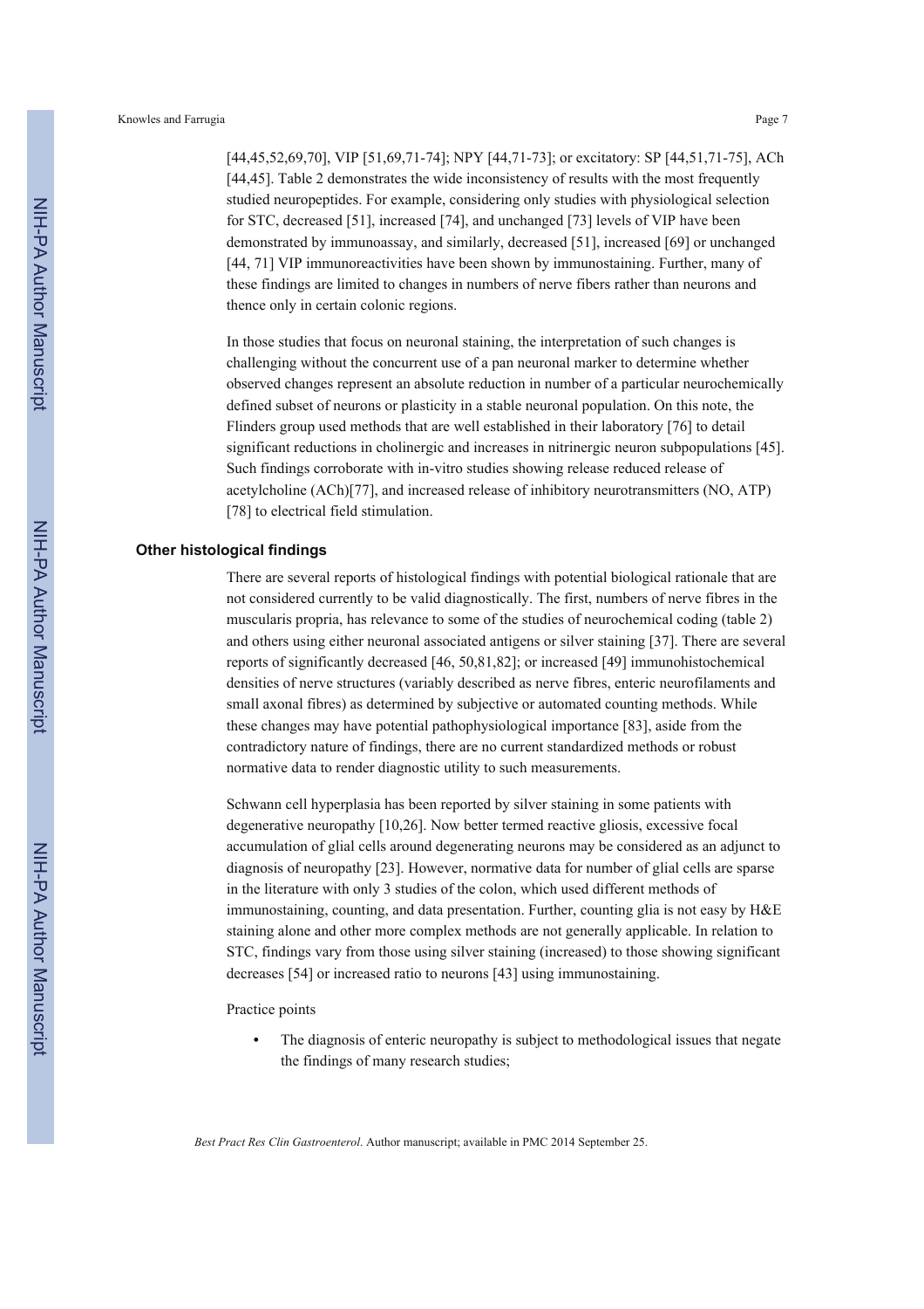[44,45,52,69,70], VIP [51,69,71-74]; NPY [44,71-73]; or excitatory: SP [44,51,71-75], ACh [44,45]. Table 2 demonstrates the wide inconsistency of results with the most frequently studied neuropeptides. For example, considering only studies with physiological selection for STC, decreased [51], increased [74], and unchanged [73] levels of VIP have been demonstrated by immunoassay, and similarly, decreased [51], increased [69] or unchanged [44, 71] VIP immunoreactivities have been shown by immunostaining. Further, many of these findings are limited to changes in numbers of nerve fibers rather than neurons and thence only in certain colonic regions.

In those studies that focus on neuronal staining, the interpretation of such changes is challenging without the concurrent use of a pan neuronal marker to determine whether observed changes represent an absolute reduction in number of a particular neurochemically defined subset of neurons or plasticity in a stable neuronal population. On this note, the Flinders group used methods that are well established in their laboratory [76] to detail significant reductions in cholinergic and increases in nitrinergic neuron subpopulations [45]. Such findings corroborate with in-vitro studies showing release reduced release of acetylcholine (ACh)[77], and increased release of inhibitory neurotransmitters (NO, ATP) [78] to electrical field stimulation.

## Other histological findings

There are several reports of histological findings with potential biological rationale that are not considered currently to be valid diagnostically. The first, numbers of nerve fibres in the muscularis propria, has relevance to some of the studies of neurochemical coding (table 2) and others using either neuronal associated antigens or silver staining [37]. There are several reports of significantly decreased [46, 50,81,82]; or increased [49] immunohistochemical densities of nerve structures (variably described as nerve fibres, enteric neurofilaments and small axonal fibres) as determined by subjective or automated counting methods. While these changes may have potential pathophysiological importance [83], aside from the contradictory nature of findings, there are no current standardized methods or robust normative data to render diagnostic utility to such measurements.

Schwann cell hyperplasia has been reported by silver staining in some patients with degenerative neuropathy [10,26]. Now better termed reactive gliosis, excessive focal accumulation of glial cells around degenerating neurons may be considered as an adjunct to diagnosis of neuropathy [23]. However, normative data for number of glial cells are sparse in the literature with only 3 studies of the colon, which used different methods of immunostaining, counting, and data presentation. Further, counting glia is not easy by H&E staining alone and other more complex methods are not generally applicable. In relation to STC, findings vary from those using silver staining (increased) to those showing significant decreases [54] or increased ratio to neurons [43] using immunostaining.

Practice points

- The diagnosis of enteric neuropathy is subject to methodological issues that negate the findings of many research studies;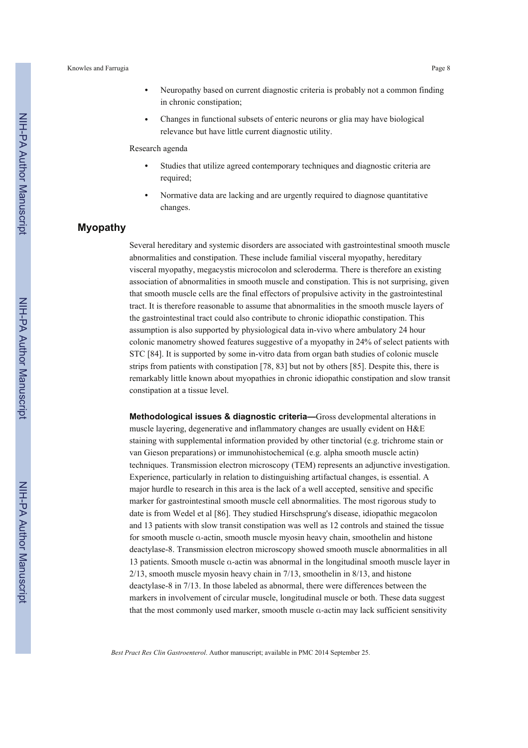- Neuropathy based on current diagnostic criteria is probably not a common finding in chronic constipation;
- Changes in functional subsets of enteric neurons or glia may have biological relevance but have little current diagnostic utility.

Research agenda

- Studies that utilize agreed contemporary techniques and diagnostic criteria are required;
- Normative data are lacking and are urgently required to diagnose quantitative changes.

## Myopathy

Several hereditary and systemic disorders are associated with gastrointestinal smooth muscle abnormalities and constipation. These include familial visceral myopathy, hereditary visceral myopathy, megacystis microcolon and scleroderma. There is therefore an existing association of abnormalities in smooth muscle and constipation. This is not surprising, given that smooth muscle cells are the final effectors of propulsive activity in the gastrointestinal tract. It is therefore reasonable to assume that abnormalities in the smooth muscle layers of the gastrointestinal tract could also contribute to chronic idiopathic constipation. This assumption is also supported by physiological data in-vivo where ambulatory 24 hour colonic manometry showed features suggestive of a myopathy in 24% of select patients with STC [84]. It is supported by some in-vitro data from organ bath studies of colonic muscle strips from patients with constipation [78, 83] but not by others [85]. Despite this, there is remarkably little known about myopathies in chronic idiopathic constipation and slow transit constipation at a tissue level.

**Methodological issues & diagnostic criteria—**Gross developmental alterations in muscle layering, degenerative and inflammatory changes are usually evident on H&E staining with supplemental information provided by other tinctorial (e.g. trichrome stain or van Gieson preparations) or immunohistochemical (e.g. alpha smooth muscle actin) techniques. Transmission electron microscopy (TEM) represents an adjunctive investigation. Experience, particularly in relation to distinguishing artifactual changes, is essential. A major hurdle to research in this area is the lack of a well accepted, sensitive and specific marker for gastrointestinal smooth muscle cell abnormalities. The most rigorous study to date is from Wedel et al [86]. They studied Hirschsprung's disease, idiopathic megacolon and 13 patients with slow transit constipation was well as 12 controls and stained the tissue for smooth muscle α-actin, smooth muscle myosin heavy chain, smoothelin and histone deactylase-8. Transmission electron microscopy showed smooth muscle abnormalities in all 13 patients. Smooth muscle α-actin was abnormal in the longitudinal smooth muscle layer in 2/13, smooth muscle myosin heavy chain in 7/13, smoothelin in 8/13, and histone deactylase-8 in 7/13. In those labeled as abnormal, there were differences between the markers in involvement of circular muscle, longitudinal muscle or both. These data suggest that the most commonly used marker, smooth muscle α-actin may lack sufficient sensitivity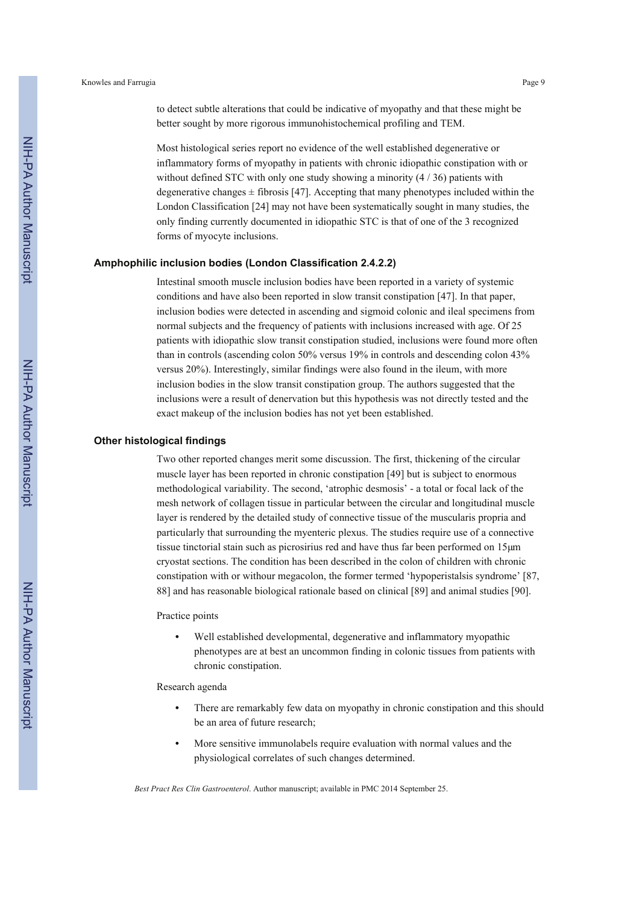to detect subtle alterations that could be indicative of myopathy and that these might be better sought by more rigorous immunohistochemical profiling and TEM.

Most histological series report no evidence of the well established degenerative or inflammatory forms of myopathy in patients with chronic idiopathic constipation with or without defined STC with only one study showing a minority (4 / 36) patients with degenerative changes ± fibrosis [47]. Accepting that many phenotypes included within the London Classification [24] may not have been systematically sought in many studies, the only finding currently documented in idiopathic STC is that of one of the 3 recognized forms of myocyte inclusions.

### Amphophilic inclusion bodies (London Classification 2.4.2.2)

Intestinal smooth muscle inclusion bodies have been reported in a variety of systemic conditions and have also been reported in slow transit constipation [47]. In that paper, inclusion bodies were detected in ascending and sigmoid colonic and ileal specimens from normal subjects and the frequency of patients with inclusions increased with age. Of 25 patients with idiopathic slow transit constipation studied, inclusions were found more often than in controls (ascending colon 50% versus 19% in controls and descending colon 43% versus 20%). Interestingly, similar findings were also found in the ileum, with more inclusion bodies in the slow transit constipation group. The authors suggested that the inclusions were a result of denervation but this hypothesis was not directly tested and the exact makeup of the inclusion bodies has not yet been established.

### Other histological findings

Two other reported changes merit some discussion. The first, thickening of the circular muscle layer has been reported in chronic constipation [49] but is subject to enormous methodological variability. The second, 'atrophic desmosis' - a total or focal lack of the mesh network of collagen tissue in particular between the circular and longitudinal muscle layer is rendered by the detailed study of connective tissue of the muscularis propria and particularly that surrounding the myenteric plexus. The studies require use of a connective tissue tinctorial stain such as picrosirius red and have thus far been performed on 15μm cryostat sections. The condition has been described in the colon of children with chronic constipation with or withour megacolon, the former termed 'hypoperistalsis syndrome' [87, 88] and has reasonable biological rationale based on clinical [89] and animal studies [90].

Practice points

- Well established developmental, degenerative and inflammatory myopathic phenotypes are at best an uncommon finding in colonic tissues from patients with chronic constipation.

Research agenda

- There are remarkably few data on myopathy in chronic constipation and this should be an area of future research;
- More sensitive immunolabels require evaluation with normal values and the physiological correlates of such changes determined.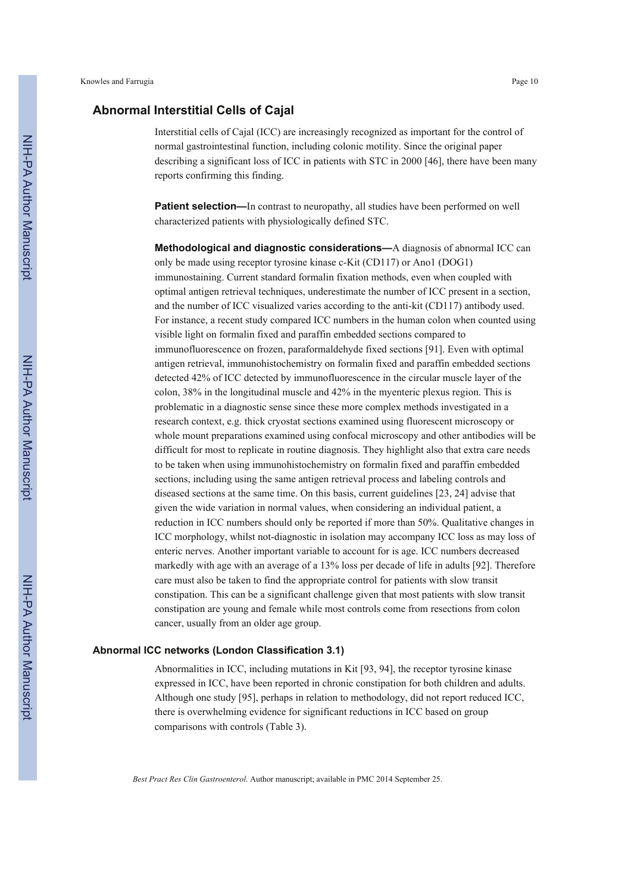## Abnormal Interstitial Cells of Cajal

Interstitial cells of Cajal (ICC) are increasingly recognized as important for the control of normal gastrointestinal function, including colonic motility. Since the original paper describing a significant loss of ICC in patients with STC in 2000 [46], there have been many reports confirming this finding.

**Patient selection—**In contrast to neuropathy, all studies have been performed on well characterized patients with physiologically defined STC.

**Methodological and diagnostic considerations—**A diagnosis of abnormal ICC can only be made using receptor tyrosine kinase c-Kit (CD117) or Ano1 (DOG1) immunostaining. Current standard formalin fixation methods, even when coupled with optimal antigen retrieval techniques, underestimate the number of ICC present in a section, and the number of ICC visualized varies according to the anti-kit (CD117) antibody used. For instance, a recent study compared ICC numbers in the human colon when counted using visible light on formalin fixed and paraffin embedded sections compared to immunofluorescence on frozen, paraformaldehyde fixed sections [91]. Even with optimal antigen retrieval, immunohistochemistry on formalin fixed and paraffin embedded sections detected 42% of ICC detected by immunofluorescence in the circular muscle layer of the colon, 38% in the longitudinal muscle and 42% in the myenteric plexus region. This is problematic in a diagnostic sense since these more complex methods investigated in a research context, e.g. thick cryostat sections examined using fluorescent microscopy or whole mount preparations examined using confocal microscopy and other antibodies will be difficult for most to replicate in routine diagnosis. They highlight also that extra care needs to be taken when using immunohistochemistry on formalin fixed and paraffin embedded sections, including using the same antigen retrieval process and labeling controls and diseased sections at the same time. On this basis, current guidelines [23, 24] advise that given the wide variation in normal values, when considering an individual patient, a reduction in ICC numbers should only be reported if more than 50%. Qualitative changes in ICC morphology, whilst not-diagnostic in isolation may accompany ICC loss as may loss of enteric nerves. Another important variable to account for is age. ICC numbers decreased markedly with age with an average of a 13% loss per decade of life in adults [92]. Therefore care must also be taken to find the appropriate control for patients with slow transit constipation. This can be a significant challenge given that most patients with slow transit constipation are young and female while most controls come from resections from colon cancer, usually from an older age group.

### Abnormal ICC networks (London Classification 3.1)

Abnormalities in ICC, including mutations in Kit [93, 94], the receptor tyrosine kinase expressed in ICC, have been reported in chronic constipation for both children and adults. Although one study [95], perhaps in relation to methodology, did not report reduced ICC, there is overwhelming evidence for significant reductions in ICC based on group comparisons with controls (Table 3).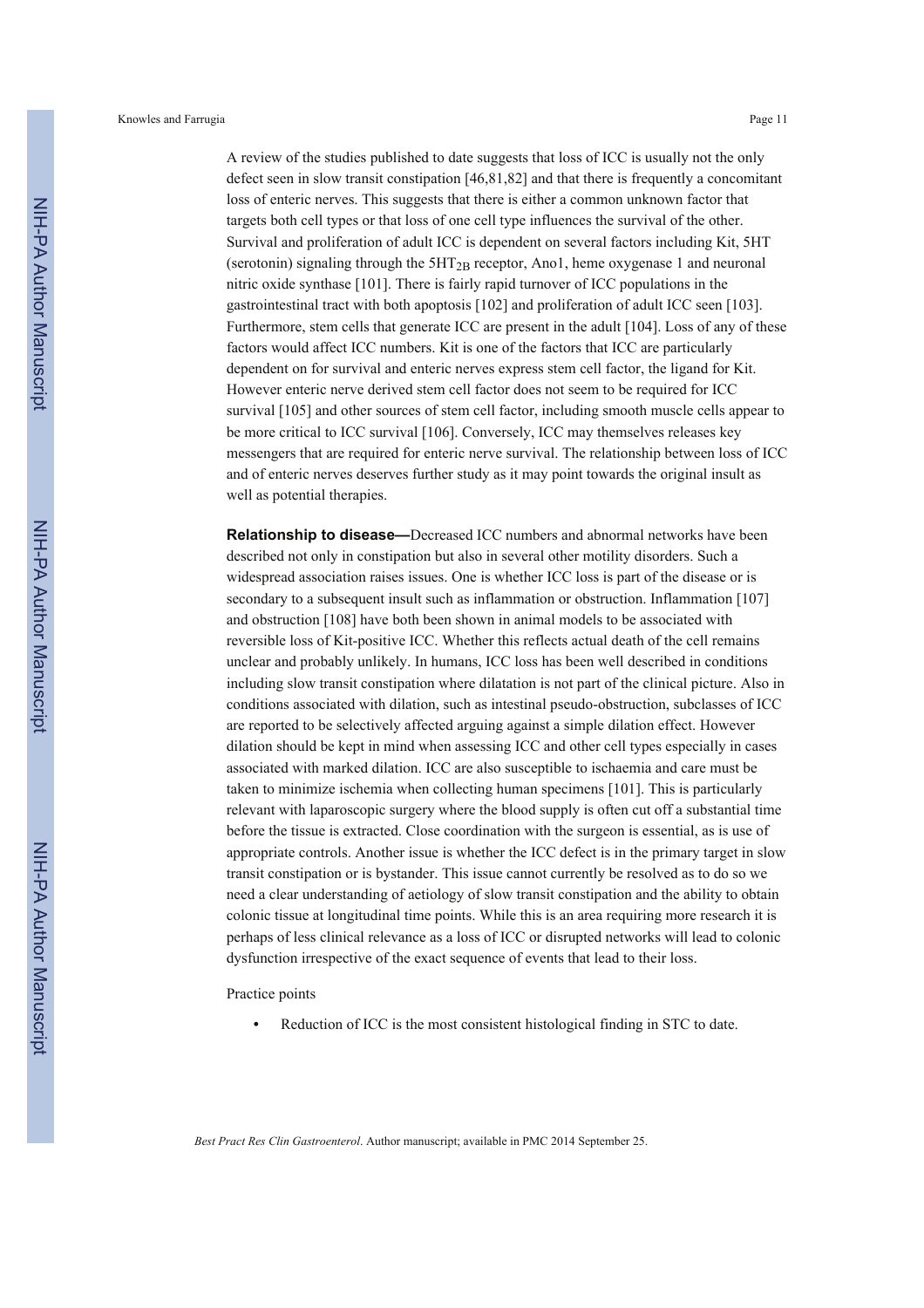A review of the studies published to date suggests that loss of ICC is usually not the only defect seen in slow transit constipation [46,81,82] and that there is frequently a concomitant loss of enteric nerves. This suggests that there is either a common unknown factor that targets both cell types or that loss of one cell type influences the survival of the other. Survival and proliferation of adult ICC is dependent on several factors including Kit, 5HT (serotonin) signaling through the $5HT_{2B}$ receptor, Ano1, heme oxygenase 1 and neuronal nitric oxide synthase [101]. There is fairly rapid turnover of ICC populations in the gastrointestinal tract with both apoptosis [102] and proliferation of adult ICC seen [103]. Furthermore, stem cells that generate ICC are present in the adult [104]. Loss of any of these factors would affect ICC numbers. Kit is one of the factors that ICC are particularly dependent on for survival and enteric nerves express stem cell factor, the ligand for Kit. However enteric nerve derived stem cell factor does not seem to be required for ICC survival [105] and other sources of stem cell factor, including smooth muscle cells appear to be more critical to ICC survival [106]. Conversely, ICC may themselves releases key messengers that are required for enteric nerve survival. The relationship between loss of ICC and of enteric nerves deserves further study as it may point towards the original insult as well as potential therapies.

**Relationship to disease—**Decreased ICC numbers and abnormal networks have been described not only in constipation but also in several other motility disorders. Such a widespread association raises issues. One is whether ICC loss is part of the disease or is secondary to a subsequent insult such as inflammation or obstruction. Inflammation [107] and obstruction [108] have both been shown in animal models to be associated with reversible loss of Kit-positive ICC. Whether this reflects actual death of the cell remains unclear and probably unlikely. In humans, ICC loss has been well described in conditions including slow transit constipation where dilatation is not part of the clinical picture. Also in conditions associated with dilation, such as intestinal pseudo-obstruction, subclasses of ICC are reported to be selectively affected arguing against a simple dilation effect. However dilation should be kept in mind when assessing ICC and other cell types especially in cases associated with marked dilation. ICC are also susceptible to ischaemia and care must be taken to minimize ischemia when collecting human specimens [101]. This is particularly relevant with laparoscopic surgery where the blood supply is often cut off a substantial time before the tissue is extracted. Close coordination with the surgeon is essential, as is use of appropriate controls. Another issue is whether the ICC defect is in the primary target in slow transit constipation or is bystander. This issue cannot currently be resolved as to do so we need a clear understanding of aetiology of slow transit constipation and the ability to obtain colonic tissue at longitudinal time points. While this is an area requiring more research it is perhaps of less clinical relevance as a loss of ICC or disrupted networks will lead to colonic dysfunction irrespective of the exact sequence of events that lead to their loss.

Practice points

- Reduction of ICC is the most consistent histological finding in STC to date.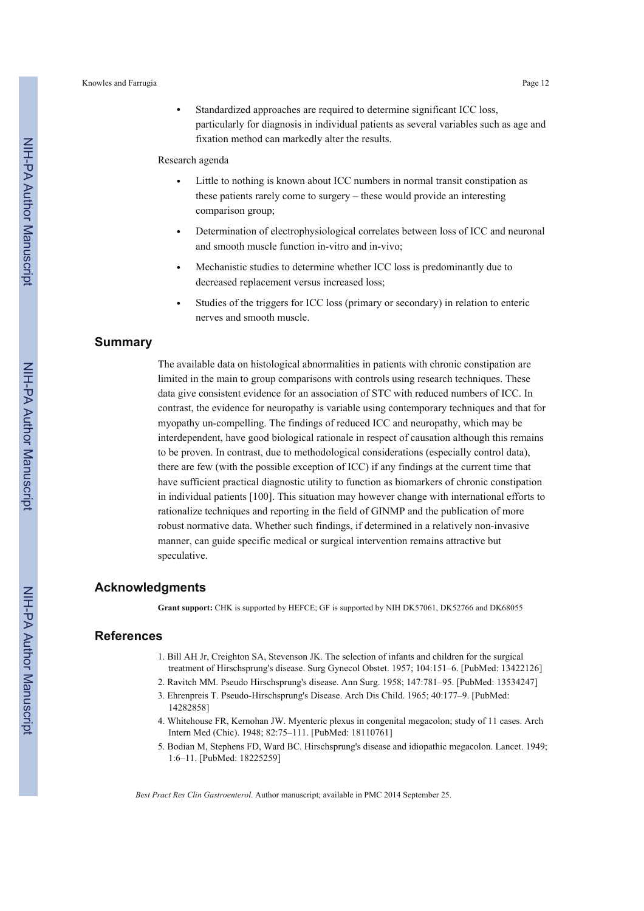- Standardized approaches are required to determine significant ICC loss, particularly for diagnosis in individual patients as several variables such as age and fixation method can markedly alter the results.

Research agenda

- Little to nothing is known about ICC numbers in normal transit constipation as these patients rarely come to surgery – these would provide an interesting comparison group;
- Determination of electrophysiological correlates between loss of ICC and neuronal and smooth muscle function in-vitro and in-vivo;
- Mechanistic studies to determine whether ICC loss is predominantly due to decreased replacement versus increased loss;
- Studies of the triggers for ICC loss (primary or secondary) in relation to enteric nerves and smooth muscle.

## Summary

The available data on histological abnormalities in patients with chronic constipation are limited in the main to group comparisons with controls using research techniques. These data give consistent evidence for an association of STC with reduced numbers of ICC. In contrast, the evidence for neuropathy is variable using contemporary techniques and that for myopathy un-compelling. The findings of reduced ICC and neuropathy, which may be interdependent, have good biological rationale in respect of causation although this remains to be proven. In contrast, due to methodological considerations (especially control data), there are few (with the possible exception of ICC) if any findings at the current time that have sufficient practical diagnostic utility to function as biomarkers of chronic constipation in individual patients [100]. This situation may however change with international efforts to rationalize techniques and reporting in the field of GINMP and the publication of more robust normative data. Whether such findings, if determined in a relatively non-invasive manner, can guide specific medical or surgical intervention remains attractive but speculative.

## Acknowledgments

**Grant support:** CHK is supported by HEFCE; GF is supported by NIH DK57061, DK52766 and DK68055

## References

1. Bill AH Jr, Creighton SA, Stevenson JK. The selection of infants and children for the surgical treatment of Hirschsprung's disease. Surg Gynecol Obstet. 1957; 104:151–6. [PubMed: 13422126]
2. Ravitch MM. Pseudo Hirschsprung's disease. Ann Surg. 1958; 147:781–95. [PubMed: 13534247]
3. Ehrenpreis T. Pseudo-Hirschsprung's Disease. Arch Dis Child. 1965; 40:177–9. [PubMed: 14282858]
4. Whitehouse FR, Kernohan JW. Myenteric plexus in congenital megacolon; study of 11 cases. Arch Intern Med (Chic). 1948; 82:75–111. [PubMed: 18110761]
5. Bodian M, Stephens FD, Ward BC. Hirschsprung's disease and idiopathic megacolon. Lancet. 1949; 1:6–11. [PubMed: 18225259]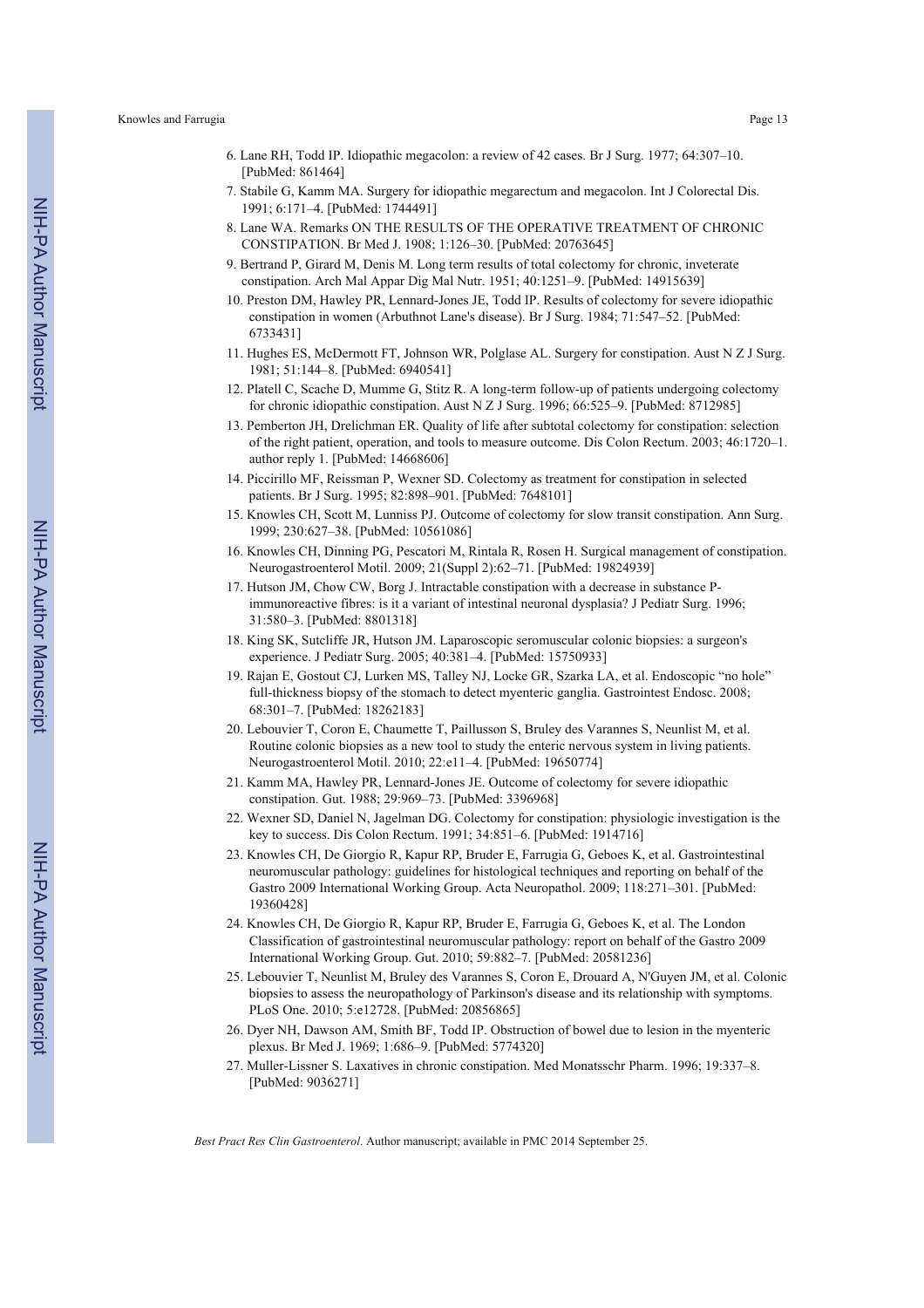6. Lane RH, Todd IP. Idiopathic megacolon: a review of 42 cases. Br J Surg. 1977; 64:307–10. [PubMed: 861464]
7. Stabile G, Kamm MA. Surgery for idiopathic megarectum and megacolon. Int J Colorectal Dis. 1991; 6:171–4. [PubMed: 1744491]
8. Lane WA. Remarks ON THE RESULTS OF THE OPERATIVE TREATMENT OF CHRONIC CONSTIPATION. Br Med J. 1908; 1:126–30. [PubMed: 20763645]
9. Bertrand P, Girard M, Denis M. Long term results of total colectomy for chronic, inveterate constipation. Arch Mal Appar Dig Mal Nutr. 1951; 40:1251–9. [PubMed: 14915639]
10. Preston DM, Hawley PR, Lennard-Jones JE, Todd IP. Results of colectomy for severe idiopathic constipation in women (Arbuthnot Lane's disease). Br J Surg. 1984; 71:547–52. [PubMed: 6733431]
11. Hughes ES, McDermott FT, Johnson WR, Polglase AL. Surgery for constipation. Aust N Z J Surg. 1981; 51:144–8. [PubMed: 6940541]
12. Platell C, Scache D, Mumme G, Stitz R. A long-term follow-up of patients undergoing colectomy for chronic idiopathic constipation. Aust N Z J Surg. 1996; 66:525–9. [PubMed: 8712985]
13. Pemberton JH, Drelichman ER. Quality of life after subtotal colectomy for constipation: selection of the right patient, operation, and tools to measure outcome. Dis Colon Rectum. 2003; 46:1720–1. author reply 1. [PubMed: 14668606]
14. Piccirillo MF, Reissman P, Wexner SD. Colectomy as treatment for constipation in selected patients. Br J Surg. 1995; 82:898–901. [PubMed: 7648101]
15. Knowles CH, Scott M, Lunniss PJ. Outcome of colectomy for slow transit constipation. Ann Surg. 1999; 230:627–38. [PubMed: 10561086]
16. Knowles CH, Dinning PG, Pescatori M, Rintala R, Rosen H. Surgical management of constipation. Neurogastroenterol Motil. 2009; 21(Suppl 2):62–71. [PubMed: 19824939]
17. Hutson JM, Chow CW, Borg J. Intractable constipation with a decrease in substance P-immunoreactive fibres: is it a variant of intestinal neuronal dysplasia? J Pediatr Surg. 1996; 31:580–3. [PubMed: 8801318]
18. King SK, Sutcliffe JR, Hutson JM. Laparoscopic seromuscular colonic biopsies: a surgeon's experience. J Pediatr Surg. 2005; 40:381–4. [PubMed: 15750933]
19. Rajan E, Gostout CJ, Lurken MS, Talley NJ, Locke GR, Szarka LA, et al. Endoscopic “no hole” full-thickness biopsy of the stomach to detect myenteric ganglia. Gastrointest Endosc. 2008; 68:301–7. [PubMed: 18262183]
20. Lebouvier T, Coron E, Chaumette T, Paillusson S, Bruley des Varannes S, Neunlist M, et al. Routine colonic biopsies as a new tool to study the enteric nervous system in living patients. Neurogastroenterol Motil. 2010; 22:e11–4. [PubMed: 19650774]
21. Kamm MA, Hawley PR, Lennard-Jones JE. Outcome of colectomy for severe idiopathic constipation. Gut. 1988; 29:969–73. [PubMed: 3396968]
22. Wexner SD, Daniel N, Jagelman DG. Colectomy for constipation: physiologic investigation is the key to success. Dis Colon Rectum. 1991; 34:851–6. [PubMed: 1914716]
23. Knowles CH, De Giorgio R, Kapur RP, Bruder E, Farrugia G, Geboes K, et al. Gastrointestinal neuromuscular pathology: guidelines for histological techniques and reporting on behalf of the Gastro 2009 International Working Group. Acta Neuropathol. 2009; 118:271–301. [PubMed: 19360428]
24. Knowles CH, De Giorgio R, Kapur RP, Bruder E, Farrugia G, Geboes K, et al. The London Classification of gastrointestinal neuromuscular pathology: report on behalf of the Gastro 2009 International Working Group. Gut. 2010; 59:882–7. [PubMed: 20581236]
25. Lebouvier T, Neunlist M, Bruley des Varannes S, Coron E, Drouard A, N'Guyen JM, et al. Colonic biopsies to assess the neuropathology of Parkinson's disease and its relationship with symptoms. PLoS One. 2010; 5:e12728. [PubMed: 20856865]
26. Dyer NH, Dawson AM, Smith BF, Todd IP. Obstruction of bowel due to lesion in the myenteric plexus. Br Med J. 1969; 1:686–9. [PubMed: 5774320]
27. Muller-Lissner S. Laxatives in chronic constipation. Med Monatsschr Pharm. 1996; 19:337–8. [PubMed: 9036271]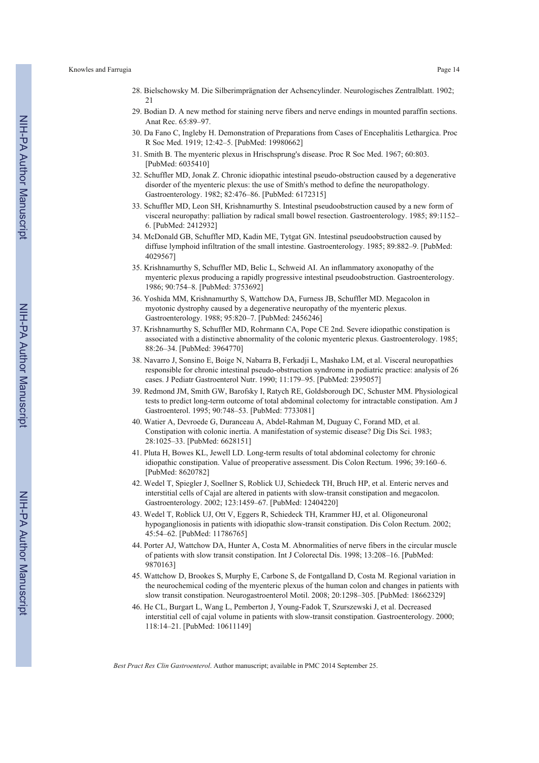28. Bielschowsky M. Die Silberimprägnation der Achsencylinder. Neurologisches Zentralblatt. 1902; 21
29. Bodian D. A new method for staining nerve fibers and nerve endings in mounted paraffin sections. Anat Rec. 65:89–97.
30. Da Fano C, Ingleby H. Demonstration of Preparations from Cases of Encephalitis Lethargica. Proc R Soc Med. 1919; 12:42–5. [PubMed: 19980662]
31. Smith B. The myenteric plexus in Hrischsprung's disease. Proc R Soc Med. 1967; 60:803. [PubMed: 6035410]
32. Schuffler MD, Jonak Z. Chronic idiopathic intestinal pseudo-obstruction caused by a degenerative disorder of the myenteric plexus: the use of Smith's method to define the neuropathology. Gastroenterology. 1982; 82:476–86. [PubMed: 6172315]
33. Schuffler MD, Leon SH, Krishnamurthy S. Intestinal pseudoobstruction caused by a new form of visceral neuropathy: palliation by radical small bowel resection. Gastroenterology. 1985; 89:1152–6. [PubMed: 2412932]
34. McDonald GB, Schuffler MD, Kadin ME, Tytgat GN. Intestinal pseudoobstruction caused by diffuse lymphoid infiltration of the small intestine. Gastroenterology. 1985; 89:882–9. [PubMed: 4029567]
35. Krishnamurthy S, Schuffler MD, Belic L, Schweid AI. An inflammatory axonopathy of the myenteric plexus producing a rapidly progressive intestinal pseudoobstruction. Gastroenterology. 1986; 90:754–8. [PubMed: 3753692]
36. Yoshida MM, Krishnamurthy S, Wattchow DA, Furness JB, Schuffler MD. Megacolon in myotonic dystrophy caused by a degenerative neuropathy of the myenteric plexus. Gastroenterology. 1988; 95:820–7. [PubMed: 2456246]
37. Krishnamurthy S, Schuffler MD, Rohrmann CA, Pope CE 2nd. Severe idiopathic constipation is associated with a distinctive abnormality of the colonic myenteric plexus. Gastroenterology. 1985; 88:26–34. [PubMed: 3964770]
38. Navarro J, Sonsino E, Boige N, Nabarra B, Ferkadji L, Mashako LM, et al. Visceral neuropathies responsible for chronic intestinal pseudo-obstruction syndrome in pediatric practice: analysis of 26 cases. J Pediatr Gastroenterol Nutr. 1990; 11:179–95. [PubMed: 2395057]
39. Redmond JM, Smith GW, Barofsky I, Ratych RE, Goldsborough DC, Schuster MM. Physiological tests to predict long-term outcome of total abdominal colectomy for intractable constipation. Am J Gastroenterol. 1995; 90:748–53. [PubMed: 7733081]
40. Watier A, Devroede G, Duranceau A, Abdel-Rahman M, Duguay C, Forand MD, et al. Constipation with colonic inertia. A manifestation of systemic disease? Dig Dis Sci. 1983; 28:1025–33. [PubMed: 6628151]
41. Pluta H, Bowes KL, Jewell LD. Long-term results of total abdominal colectomy for chronic idiopathic constipation. Value of preoperative assessment. Dis Colon Rectum. 1996; 39:160–6. [PubMed: 8620782]
42. Wedel T, Spiegler J, Soellner S, Roblick UJ, Schiedeck TH, Bruch HP, et al. Enteric nerves and interstitial cells of Cajal are altered in patients with slow-transit constipation and megacolon. Gastroenterology. 2002; 123:1459–67. [PubMed: 12404220]
43. Wedel T, Roblick UJ, Ott V, Eggers R, Schiedeck TH, Krammer HJ, et al. Oligoneuronal hypoganglionosis in patients with idiopathic slow-transit constipation. Dis Colon Rectum. 2002; 45:54–62. [PubMed: 11786765]
44. Porter AJ, Wattchow DA, Hunter A, Costa M. Abnormalities of nerve fibers in the circular muscle of patients with slow transit constipation. Int J Colorectal Dis. 1998; 13:208–16. [PubMed: 9870163]
45. Wattchow D, Brookes S, Murphy E, Carbone S, de Fontgalland D, Costa M. Regional variation in the neurochemical coding of the myenteric plexus of the human colon and changes in patients with slow transit constipation. Neurogastroenterol Motil. 2008; 20:1298–305. [PubMed: 18662329]
46. He CL, Burgart L, Wang L, Pemberton J, Young-Fadok T, Szurszewski J, et al. Decreased interstitial cell of cajal volume in patients with slow-transit constipation. Gastroenterology. 2000; 118:14–21. [PubMed: 10611149]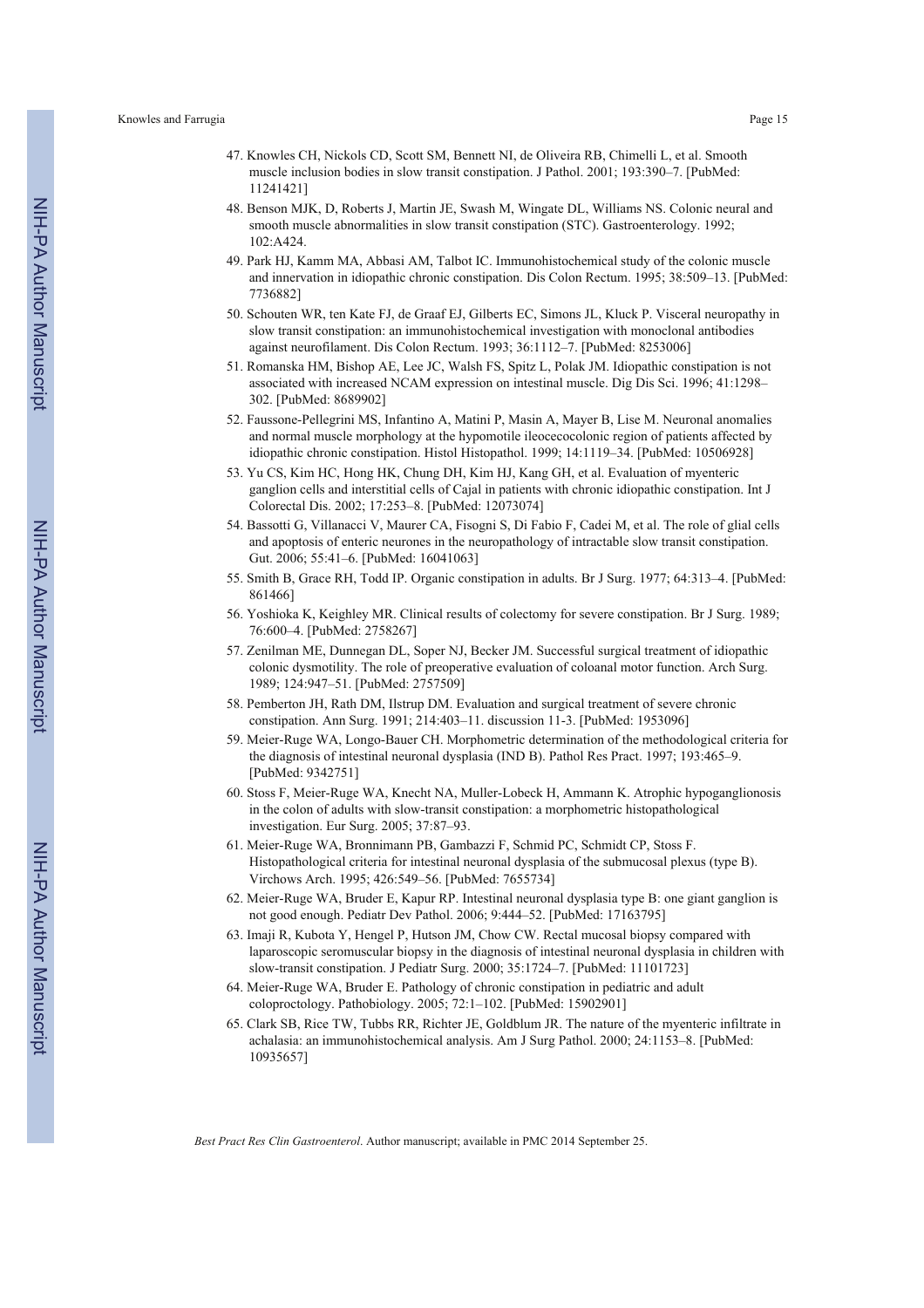47. Knowles CH, Nickols CD, Scott SM, Bennett NI, de Oliveira RB, Chimelli L, et al. Smooth muscle inclusion bodies in slow transit constipation. J Pathol. 2001; 193:390–7. [PubMed: 11241421]
48. Benson MJK, D, Roberts J, Martin JE, Swash M, Wingate DL, Williams NS. Colonic neural and smooth muscle abnormalities in slow transit constipation (STC). Gastroenterology. 1992; 102:A424.
49. Park HJ, Kamm MA, Abbasi AM, Talbot IC. Immunohistochemical study of the colonic muscle and innervation in idiopathic chronic constipation. Dis Colon Rectum. 1995; 38:509–13. [PubMed: 7736882]
50. Schouten WR, ten Kate FJ, de Graaf EJ, Gilberts EC, Simons JL, Kluck P. Visceral neuropathy in slow transit constipation: an immunohistochemical investigation with monoclonal antibodies against neurofilament. Dis Colon Rectum. 1993; 36:1112–7. [PubMed: 8253006]
51. Romanska HM, Bishop AE, Lee JC, Walsh FS, Spitz L, Polak JM. Idiopathic constipation is not associated with increased NCAM expression on intestinal muscle. Dig Dis Sci. 1996; 41:1298–302. [PubMed: 8689902]
52. Faussone-Pellegrini MS, Infantino A, Matini P, Masin A, Mayer B, Lise M. Neuronal anomalies and normal muscle morphology at the hypomotile ileocecocolonic region of patients affected by idiopathic chronic constipation. Histol Histopathol. 1999; 14:1119–34. [PubMed: 10506928]
53. Yu CS, Kim HC, Hong HK, Chung DH, Kim HJ, Kang GH, et al. Evaluation of myenteric ganglion cells and interstitial cells of Cajal in patients with chronic idiopathic constipation. Int J Colorectal Dis. 2002; 17:253–8. [PubMed: 12073074]
54. Bassotti G, Villanacci V, Maurer CA, Fisogni S, Di Fabio F, Cadei M, et al. The role of glial cells and apoptosis of enteric neurones in the neuropathology of intractable slow transit constipation. Gut. 2006; 55:41–6. [PubMed: 16041063]
55. Smith B, Grace RH, Todd IP. Organic constipation in adults. Br J Surg. 1977; 64:313–4. [PubMed: 861466]
56. Yoshioka K, Keighley MR. Clinical results of colectomy for severe constipation. Br J Surg. 1989; 76:600–4. [PubMed: 2758267]
57. Zenilman ME, Dunnegan DL, Soper NJ, Becker JM. Successful surgical treatment of idiopathic colonic dysmotility. The role of preoperative evaluation of coloanal motor function. Arch Surg. 1989; 124:947–51. [PubMed: 2757509]
58. Pemberton JH, Rath DM, Ilstrup DM. Evaluation and surgical treatment of severe chronic constipation. Ann Surg. 1991; 214:403–11. discussion 11-3. [PubMed: 1953096]
59. Meier-Ruge WA, Longo-Bauer CH. Morphometric determination of the methodological criteria for the diagnosis of intestinal neuronal dysplasia (IND B). Pathol Res Pract. 1997; 193:465–9. [PubMed: 9342751]
60. Stoss F, Meier-Ruge WA, Knecht NA, Muller-Lobeck H, Ammann K. Atrophic hypoganglionosis in the colon of adults with slow-transit constipation: a morphometric histopathological investigation. Eur Surg. 2005; 37:87–93.
61. Meier-Ruge WA, Bronnimann PB, Gambazzi F, Schmid PC, Schmidt CP, Stoss F. Histopathological criteria for intestinal neuronal dysplasia of the submucosal plexus (type B). Virchows Arch. 1995; 426:549–56. [PubMed: 7655734]
62. Meier-Ruge WA, Bruder E, Kapur RP. Intestinal neuronal dysplasia type B: one giant ganglion is not good enough. Pediatr Dev Pathol. 2006; 9:444–52. [PubMed: 17163795]
63. Imaji R, Kubota Y, Hengel P, Hutson JM, Chow CW. Rectal mucosal biopsy compared with laparoscopic seromuscular biopsy in the diagnosis of intestinal neuronal dysplasia in children with slow-transit constipation. J Pediatr Surg. 2000; 35:1724–7. [PubMed: 11101723]
64. Meier-Ruge WA, Bruder E. Pathology of chronic constipation in pediatric and adult coloproctology. Pathobiology. 2005; 72:1–102. [PubMed: 15902901]
65. Clark SB, Rice TW, Tubbs RR, Richter JE, Goldblum JR. The nature of the myenteric infiltrate in achalasia: an immunohistochemical analysis. Am J Surg Pathol. 2000; 24:1153–8. [PubMed: 10935657]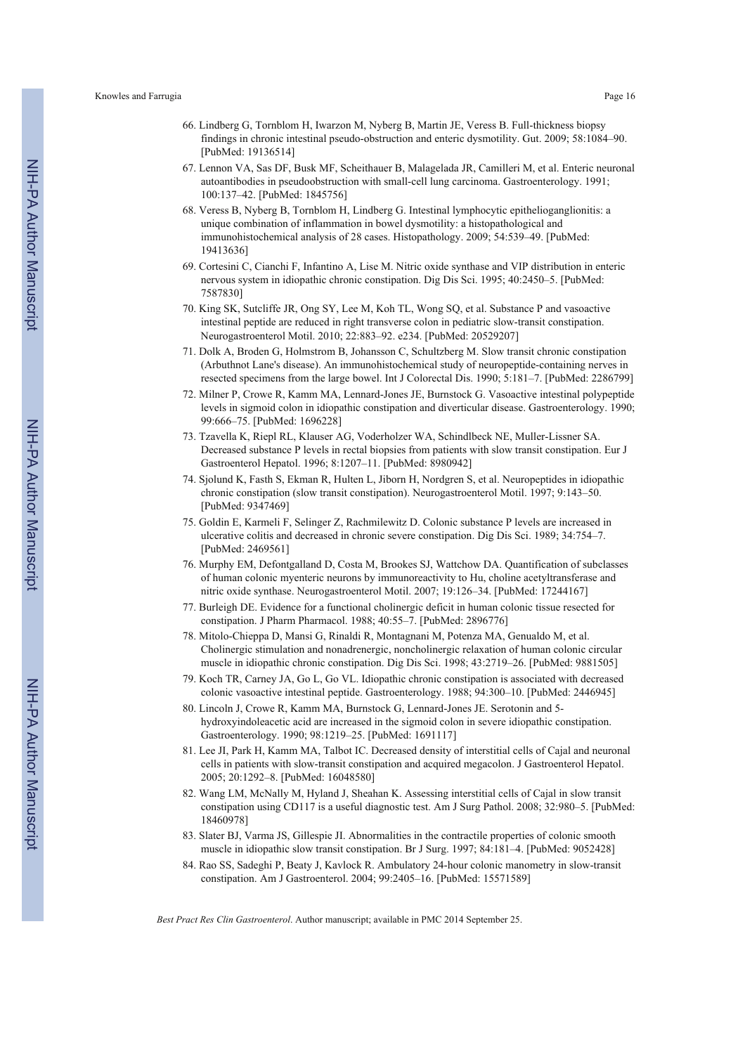66. Lindberg G, Tornblom H, Iwarzon M, Nyberg B, Martin JE, Veress B. Full-thickness biopsy findings in chronic intestinal pseudo-obstruction and enteric dysmotility. Gut. 2009; 58:1084–90. [PubMed: 19136514]
67. Lennon VA, Sas DF, Busk MF, Scheithauer B, Malagelada JR, Camilleri M, et al. Enteric neuronal autoantibodies in pseudoobstruction with small-cell lung carcinoma. Gastroenterology. 1991; 100:137–42. [PubMed: 1845756]
68. Veress B, Nyberg B, Tornblom H, Lindberg G. Intestinal lymphocytic epithelioganglionitis: a unique combination of inflammation in bowel dysmotility: a histopathological and immunohistochemical analysis of 28 cases. Histopathology. 2009; 54:539–49. [PubMed: 19413636]
69. Cortesini C, Cianchi F, Infantino A, Lise M. Nitric oxide synthase and VIP distribution in enteric nervous system in idiopathic chronic constipation. Dig Dis Sci. 1995; 40:2450–5. [PubMed: 7587830]
70. King SK, Sutcliffe JR, Ong SY, Lee M, Koh TL, Wong SQ, et al. Substance P and vasoactive intestinal peptide are reduced in right transverse colon in pediatric slow-transit constipation. Neurogastroenterol Motil. 2010; 22:883–92. e234. [PubMed: 20529207]
71. Dolk A, Broden G, Holmstrom B, Johansson C, Schultzberg M. Slow transit chronic constipation (Arbuthnot Lane's disease). An immunohistochemical study of neuropeptide-containing nerves in resected specimens from the large bowel. Int J Colorectal Dis. 1990; 5:181–7. [PubMed: 2286799]
72. Milner P, Crowe R, Kamm MA, Lennard-Jones JE, Burnstock G. Vasoactive intestinal polypeptide levels in sigmoid colon in idiopathic constipation and diverticular disease. Gastroenterology. 1990; 99:666–75. [PubMed: 1696228]
73. Tzavella K, Riepl RL, Klauser AG, Voderholzer WA, Schindlbeck NE, Muller-Lissner SA. Decreased substance P levels in rectal biopsies from patients with slow transit constipation. Eur J Gastroenterol Hepatol. 1996; 8:1207–11. [PubMed: 8980942]
74. Sjolund K, Fasth S, Ekman R, Hulten L, Jiborn H, Nordgren S, et al. Neuropeptides in idiopathic chronic constipation (slow transit constipation). Neurogastroenterol Motil. 1997; 9:143–50. [PubMed: 9347469]
75. Goldin E, Karmeli F, Selinger Z, Rachmilewitz D. Colonic substance P levels are increased in ulcerative colitis and decreased in chronic severe constipation. Dig Dis Sci. 1989; 34:754–7. [PubMed: 2469561]
76. Murphy EM, Defontgalland D, Costa M, Brookes SJ, Wattchow DA. Quantification of subclasses of human colonic myenteric neurons by immunoreactivity to Hu, choline acetyltransferase and nitric oxide synthase. Neurogastroenterol Motil. 2007; 19:126–34. [PubMed: 17244167]
77. Burleigh DE. Evidence for a functional cholinergic deficit in human colonic tissue resected for constipation. J Pharm Pharmacol. 1988; 40:55–7. [PubMed: 2896776]
78. Mitolo-Chieppa D, Mansi G, Rinaldi R, Montagnani M, Potenza MA, Genualdo M, et al. Cholinergic stimulation and nonadrenergic, noncholinergic relaxation of human colonic circular muscle in idiopathic chronic constipation. Dig Dis Sci. 1998; 43:2719–26. [PubMed: 9881505]
79. Koch TR, Carney JA, Go L, Go VL. Idiopathic chronic constipation is associated with decreased colonic vasoactive intestinal peptide. Gastroenterology. 1988; 94:300–10. [PubMed: 2446945]
80. Lincoln J, Crowe R, Kamm MA, Burnstock G, Lennard-Jones JE. Serotonin and 5-hydroxyindoleacetic acid are increased in the sigmoid colon in severe idiopathic constipation. Gastroenterology. 1990; 98:1219–25. [PubMed: 1691117]
81. Lee JI, Park H, Kamm MA, Talbot IC. Decreased density of interstitial cells of Cajal and neuronal cells in patients with slow-transit constipation and acquired megacolon. J Gastroenterol Hepatol. 2005; 20:1292–8. [PubMed: 16048580]
82. Wang LM, McNally M, Hyland J, Sheahan K. Assessing interstitial cells of Cajal in slow transit constipation using CD117 is a useful diagnostic test. Am J Surg Pathol. 2008; 32:980–5. [PubMed: 18460978]
83. Slater BJ, Varma JS, Gillespie JI. Abnormalities in the contractile properties of colonic smooth muscle in idiopathic slow transit constipation. Br J Surg. 1997; 84:181–4. [PubMed: 9052428]
84. Rao SS, Sadeghi P, Beaty J, Kavlock R. Ambulatory 24-hour colonic manometry in slow-transit constipation. Am J Gastroenterol. 2004; 99:2405–16. [PubMed: 15571589]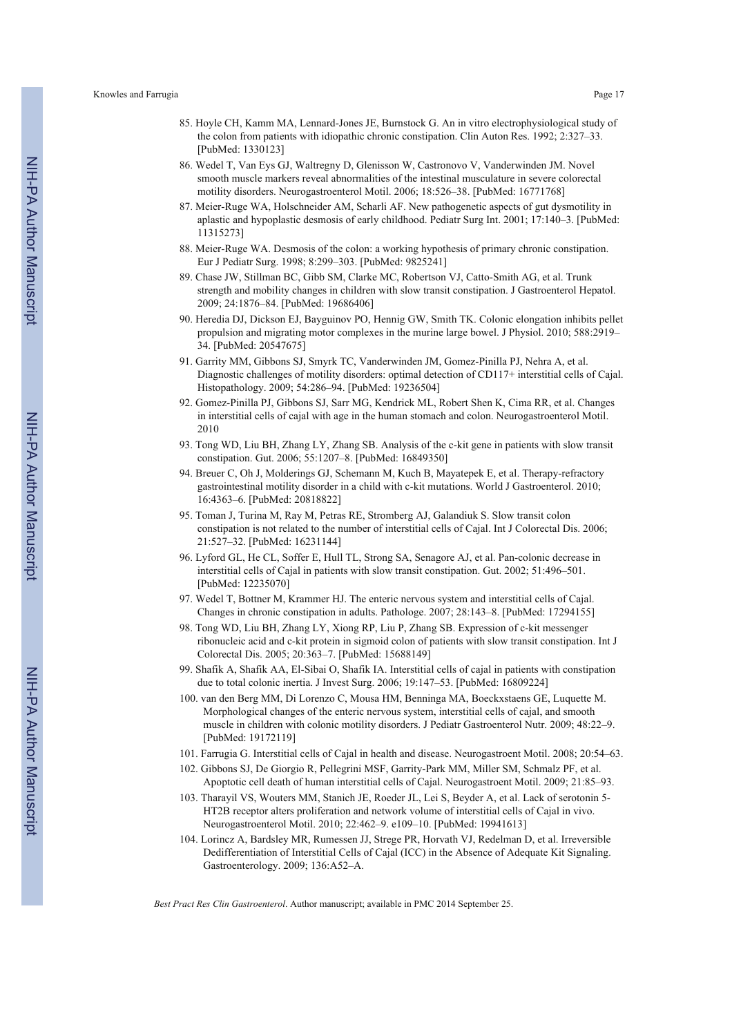85. Hoyle CH, Kamm MA, Lennard-Jones JE, Burnstock G. An in vitro electrophysiological study of the colon from patients with idiopathic chronic constipation. Clin Auton Res. 1992; 2:327–33. [PubMed: 1330123]

86. Wedel T, Van Eys GJ, Waltregny D, Glenisson W, Castronovo V, Vanderwinden JM. Novel smooth muscle markers reveal abnormalities of the intestinal musculature in severe colorectal motility disorders. Neurogastroenterol Motil. 2006; 18:526–38. [PubMed: 16771768]

87. Meier-Ruge WA, Holschneider AM, Scharli AF. New pathogenetic aspects of gut dysmotility in aplastic and hypoplastic desmosis of early childhood. Pediatr Surg Int. 2001; 17:140–3. [PubMed: 11315273]

88. Meier-Ruge WA. Desmosis of the colon: a working hypothesis of primary chronic constipation. Eur J Pediatr Surg. 1998; 8:299–303. [PubMed: 9825241]

89. Chase JW, Stillman BC, Gibb SM, Clarke MC, Robertson VJ, Catto-Smith AG, et al. Trunk strength and mobility changes in children with slow transit constipation. J Gastroenterol Hepatol. 2009; 24:1876–84. [PubMed: 19686406]

90. Heredia DJ, Dickson EJ, Bayguinov PO, Hennig GW, Smith TK. Colonic elongation inhibits pellet propulsion and migrating motor complexes in the murine large bowel. J Physiol. 2010; 588:2919–34. [PubMed: 20547675]

91. Garrity MM, Gibbons SJ, Smyrk TC, Vanderwinden JM, Gomez-Pinilla PJ, Nehra A, et al. Diagnostic challenges of motility disorders: optimal detection of CD117+ interstitial cells of Cajal. Histopathology. 2009; 54:286–94. [PubMed: 19236504]

92. Gomez-Pinilla PJ, Gibbons SJ, Sarr MG, Kendrick ML, Robert Shen K, Cima RR, et al. Changes in interstitial cells of cajal with age in the human stomach and colon. Neurogastroenterol Motil. 2010

93. Tong WD, Liu BH, Zhang LY, Zhang SB. Analysis of the c-kit gene in patients with slow transit constipation. Gut. 2006; 55:1207–8. [PubMed: 16849350]

94. Breuer C, Oh J, Molderings GJ, Schemann M, Kuch B, Mayatepek E, et al. Therapy-refractory gastrointestinal motility disorder in a child with c-kit mutations. World J Gastroenterol. 2010; 16:4363–6. [PubMed: 20818822]

95. Toman J, Turina M, Ray M, Petras RE, Stromberg AJ, Galandiuk S. Slow transit colon constipation is not related to the number of interstitial cells of Cajal. Int J Colorectal Dis. 2006; 21:527–32. [PubMed: 16231144]

96. Lyford GL, He CL, Soffer E, Hull TL, Strong SA, Senagore AJ, et al. Pan-colonic decrease in interstitial cells of Cajal in patients with slow transit constipation. Gut. 2002; 51:496–501. [PubMed: 12235070]

97. Wedel T, Bottner M, Krammer HJ. The enteric nervous system and interstitial cells of Cajal. Changes in chronic constipation in adults. Pathologe. 2007; 28:143–8. [PubMed: 17294155]

98. Tong WD, Liu BH, Zhang LY, Xiong RP, Liu P, Zhang SB. Expression of c-kit messenger ribonucleic acid and c-kit protein in sigmoid colon of patients with slow transit constipation. Int J Colorectal Dis. 2005; 20:363–7. [PubMed: 15688149]

99. Shafik A, Shafik AA, El-Sibai O, Shafik IA. Interstitial cells of cajal in patients with constipation due to total colonic inertia. J Invest Surg. 2006; 19:147–53. [PubMed: 16809224]

100. van den Berg MM, Di Lorenzo C, Mousa HM, Benninga MA, Boeckxstaens GE, Luquette M. Morphological changes of the enteric nervous system, interstitial cells of cajal, and smooth muscle in children with colonic motility disorders. J Pediatr Gastroenterol Nutr. 2009; 48:22–9. [PubMed: 19172119]

101. Farrugia G. Interstitial cells of Cajal in health and disease. Neurogastroent Motil. 2008; 20:54–63.

102. Gibbons SJ, De Giorgio R, Pellegrini MSF, Garrity-Park MM, Miller SM, Schmalz PF, et al. Apoptotic cell death of human interstitial cells of Cajal. Neurogastroent Motil. 2009; 21:85–93.

103. Tharayil VS, Wouters MM, Stanich JE, Roeder JL, Lei S, Beyder A, et al. Lack of serotonin 5-HT2B receptor alters proliferation and network volume of interstitial cells of Cajal in vivo. Neurogastroenterol Motil. 2010; 22:462–9. e109–10. [PubMed: 19941613]

104. Lorincz A, Bardsley MR, Rumessen JJ, Strege PR, Horvath VJ, Redelman D, et al. Irreversible Dedifferentiation of Interstitial Cells of Cajal (ICC) in the Absence of Adequate Kit Signaling. Gastroenterology. 2009; 136:A52–A.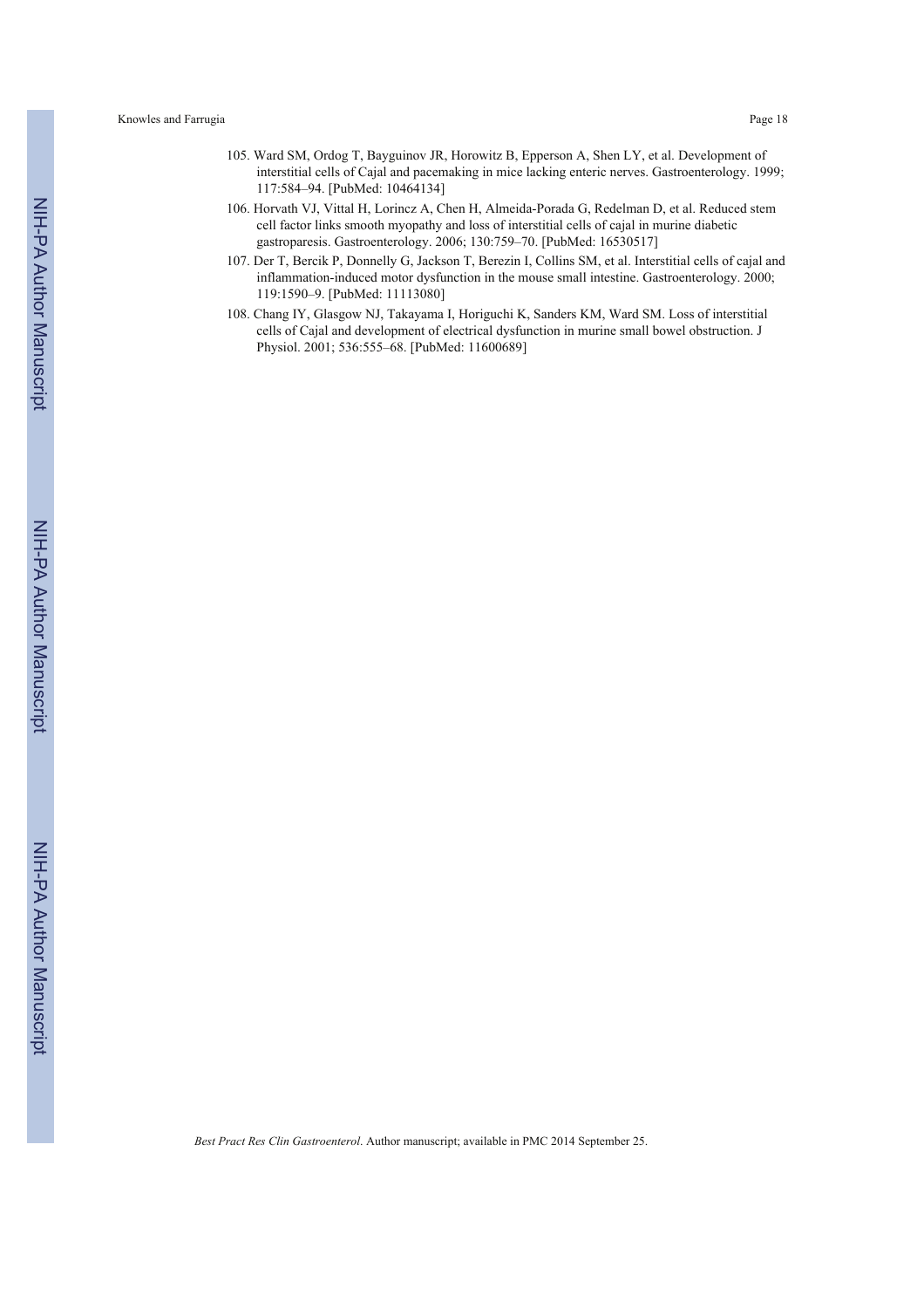105. Ward SM, Ordog T, Bayguinov JR, Horowitz B, Epperson A, Shen LY, et al. Development of interstitial cells of Cajal and pacemaking in mice lacking enteric nerves. Gastroenterology. 1999; 117:584–94. [PubMed: 10464134]

106. Horvath VJ, Vittal H, Lorincz A, Chen H, Almeida-Porada G, Redelman D, et al. Reduced stem cell factor links smooth myopathy and loss of interstitial cells of cajal in murine diabetic gastroparesis. Gastroenterology. 2006; 130:759–70. [PubMed: 16530517]

107. Der T, Bercik P, Donnelly G, Jackson T, Berezin I, Collins SM, et al. Interstitial cells of cajal and inflammation-induced motor dysfunction in the mouse small intestine. Gastroenterology. 2000; 119:1590–9. [PubMed: 11113080]

108. Chang IY, Glasgow NJ, Takayama I, Horiguchi K, Sanders KM, Ward SM. Loss of interstitial cells of Cajal and development of electrical dysfunction in murine small bowel obstruction. J Physiol. 2001; 536:555–68. [PubMed: 11600689]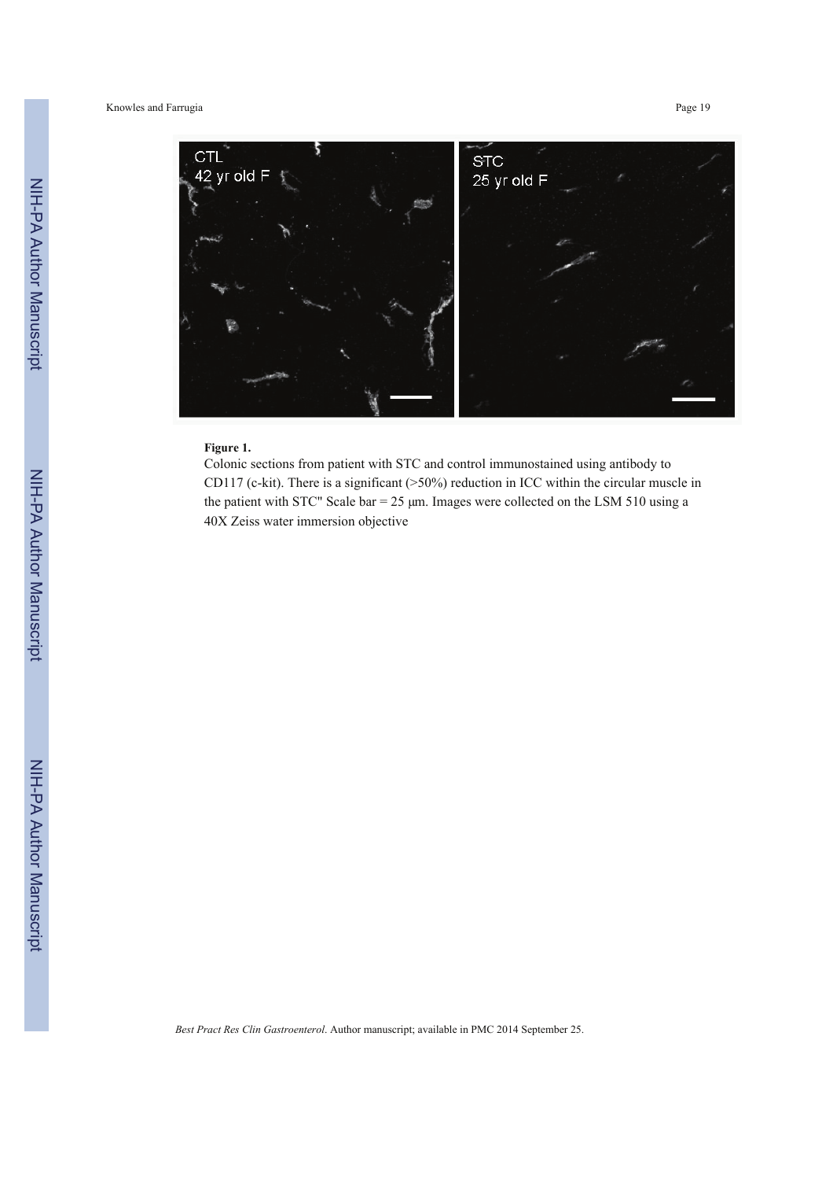**Figure 1.**

Colonic sections from patient with STC and control immunostained using antibody to CD117 (c-kit). There is a significant (>50%) reduction in ICC within the circular muscle in the patient with STC" Scale bar = 25 μm. Images were collected on the LSM 510 using a 40X Zeiss water immersion objective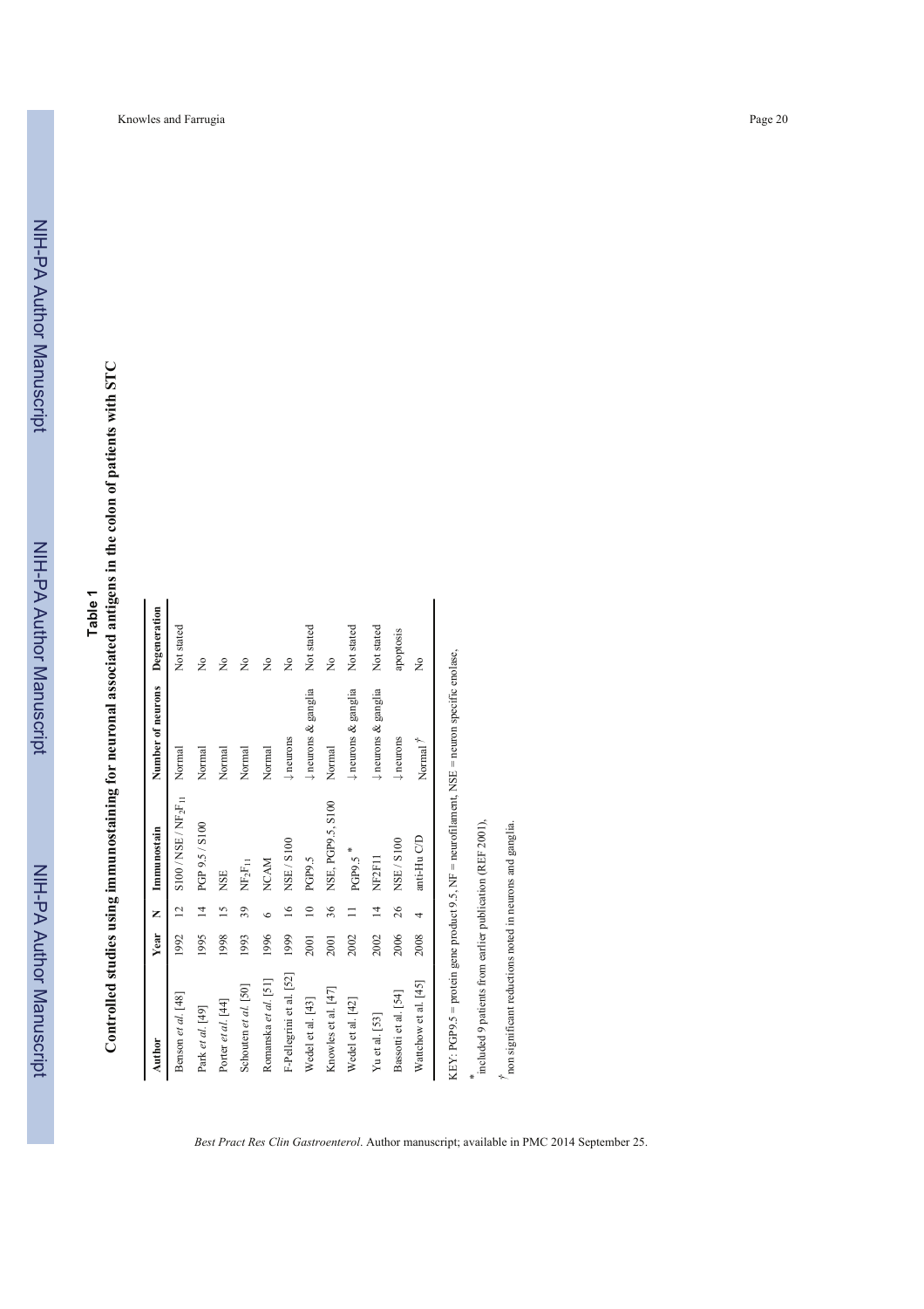# Table 1

**Controlled studies using immunostaining for neuronal associated antigens in the colon of patients with STC**

| Author | Year | N | Immunostain | Number of neurons | Degeneration |
|---|---|---|---|---|---|
| Benson *et al.* [48] | 1992 | 12 | S100 / NSE / $NF_2F_{11}$ | Normal | Not stated |
| Park *et al.* [49] | 1995 | 14 | PGP 9.5 / S100 | Normal | No |
| Porter *et al.* [44] | 1998 | 15 | NSE | Normal | No |
| Schouten *et al.* [50] | 1993 | 39 | $NF_2F_{11}$ | Normal | No |
| Romanska *et al.* [51] | 1996 | 6 | NCAM | Normal | No |
| F-Pellegrini et al. [52] | 1999 | 16 | NSE / S100 | ↓ neurons | No |
| Wedel et al. [43] | 2001 | 10 | PGP9.5 | ↓ neurons & ganglia | Not stated |
| Knowles et al. [47] | 2001 | 36 | NSE, PGP9.5, S100 | Normal | No |
| Wedel et al. [42] | 2002 | 11 | PGP9.5 * | ↓ neurons & ganglia | Not stated |
| Yu et al. [53] | 2002 | 14 | NF2F11 | ↓ neurons & ganglia | Not stated |
| Bassotti et al. [54] | 2006 | 26 | NSE / S100 | ↓ neurons | apoptosis |
| Wattchow et al. [45] | 2008 | 4 | anti-Hu C/D | Normal † | No |

KEY: PGP9.5 = protein gene product 9.5, NF = neurofilament, NSE = neuron specific enolase,

\* included 9 patients from earlier publication (REF 2001).

† non significant reductions noted in neurons and ganglia.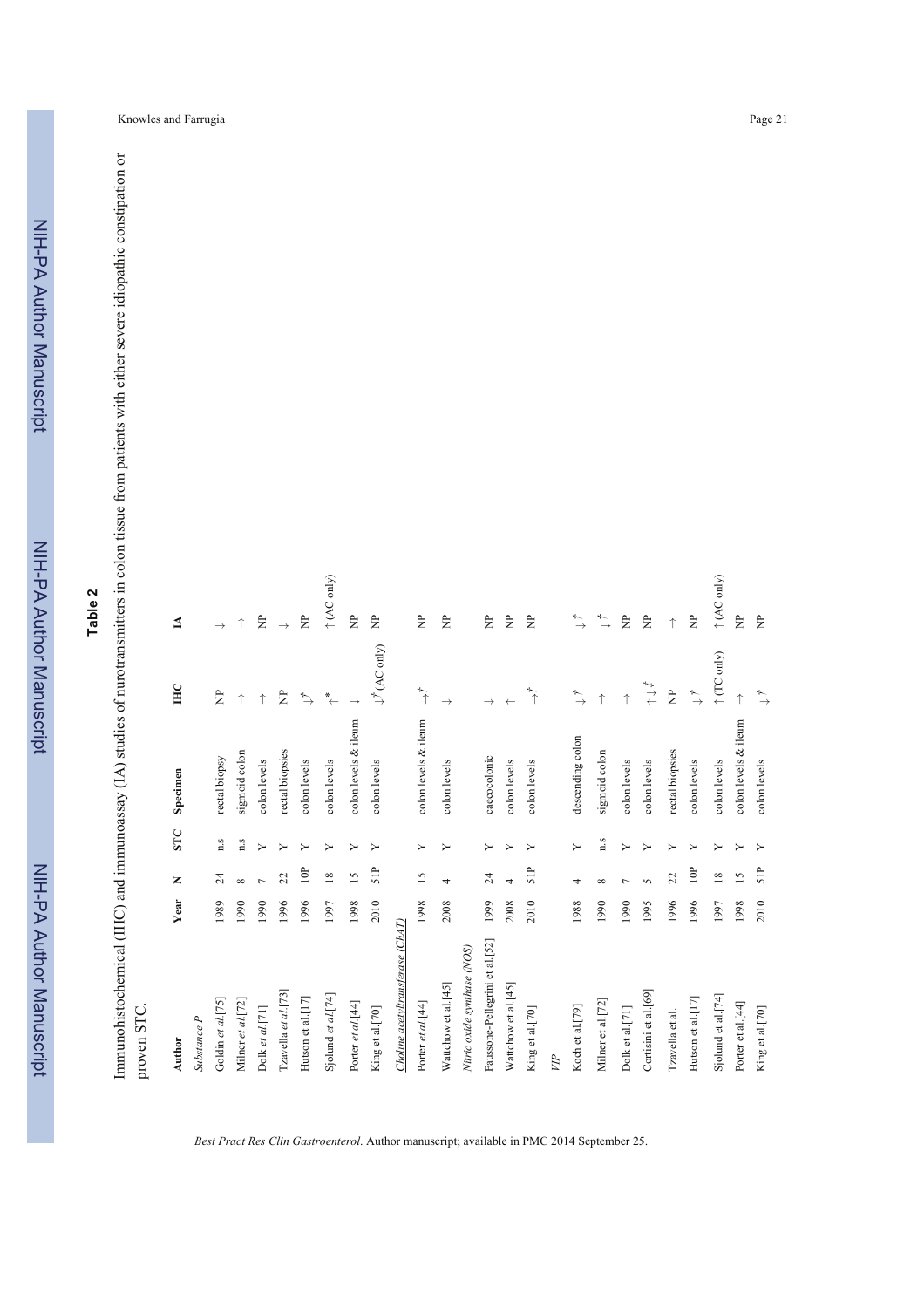## Table 2

Immunohistochemical (IHC) and immunoassay (IA) studies of nurotransmitters in colon tissue from patients with either severe idiopathic constipation or proven STC.

| Author | Year | N | STC | Specimen | IHC | IA |
|---|---|---|---|---|---|---|
| *Substance P* | | | | | | |
| Goldin *et al.*[75] | 1989 | 24 | n.s | rectal biopsy | NP | ↓ |
| Milner *et al.*[72] | 1990 | 8 | n.s | sigmoid colon | → | → |
| Dolk *et al.*[71] | 1990 | 7 | Y | colon levels | → | NP |
| Tzavella *et al.*[73] | 1996 | 22 | Y | rectal biopsies | NP | ↓ |
| Hutson et al.[17] | 1996 | 10P | Y | colon levels | ↓[†] | NP |
| Sjolund *et al.*[74] | 1997 | 18 | Y | colon levels | ↑[*] | ↑(AC only) |
| Porter *et al.*[44] | 1998 | 15 | Y | colon levels & ileum | ↓ | NP |
| King et al.[70] | 2010 | 51P | Y | colon levels | ↓[†] (AC only) | NP |
| *Choline acetyltransferase (ChAT)* | | | | | | |
| Porter *et al.*[44] | 1998 | 15 | Y | colon levels & ileum | →[†] | NP |
| Wattchow et al.[45] | 2008 | 4 | Y | colon levels | ↓ | NP |
| *Nitric oxide synthase (NOS)* | | | | | | |
| Faussone-Pellegrini et al.[52] | 1999 | 24 | Y | caecocolonic | ↓ | NP |
| Wattchow et al.[45] | 2008 | 4 | Y | colon levels | ↑ | NP |
| King et al.[70] | 2010 | 51P | Y | colon levels | →[†] | NP |
| *VIP* | | | | | | |
| Koch et al.[79] | 1988 | 4 | Y | descending colon | ↓[†] | ↓[†] |
| Milner et al.[72] | 1990 | 8 | n.s | sigmoid colon | → | ↓[†] |
| Dolk et al.[71] | 1990 | 7 | Y | colon levels | → | NP |
| Cortisini et al.[69] | 1995 | 5 | Y | colon levels | ↑↓[‡] | NP |
| Tzavella et al. | 1996 | 22 | Y | rectal biopsies | NP | → |
| Hutson et al.[17] | 1996 | 10P | Y | colon levels | ↓[†] | NP |
| Sjolund et al.[74] | 1997 | 18 | Y | colon levels | ↑(TC only) | ↑(AC only) |
| Porter et al.[44] | 1998 | 15 | Y | colon levels & ileum | → | NP |
| King et al.[70] | 2010 | 51P | Y | colon levels | ↓[†] | NP |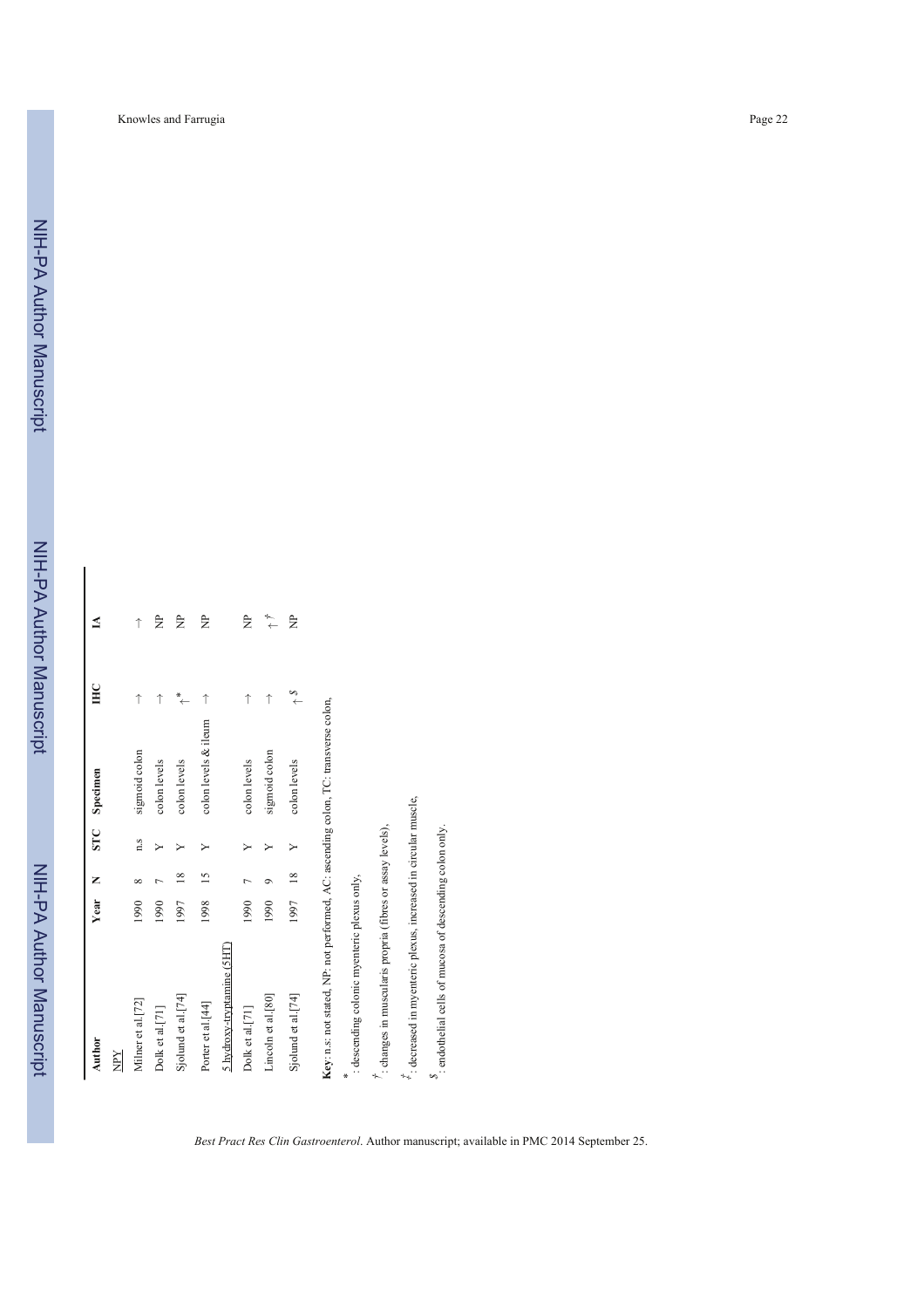| Author | Year | N | STC | Specimen | IHC | IA |
|---|---|---|---|---|---|---|
| NPY | | | | | | |
| Milner et al.[72] | 1990 | 8 | n.s | sigmoid colon | ↓ | ↓ |
| Dolk et al.[71] | 1990 | 7 | Y | colon levels | ↓ | NP |
| Sjolund et al.[74] | 1997 | 18 | Y | colon levels | ↑* | NP |
| Porter et al.[44] | 1998 | 15 | Y | colon levels & ileum | ↓ | NP |
| 5 hydroxy-tryptamine (5HT) | | | | | | |
| Dolk et al.[71] | 1990 | 7 | Y | colon levels | ↓ | NP |
| Lincoln et al.[80] | 1990 | 9 | Y | sigmoid colon | ↓ | ↑† |
| Sjolund et al.[74] | 1997 | 18 | Y | colon levels | ↑$ | NP |

**Key**: n.s: not stated, NP: not performed, AC: ascending colon, TC: transverse colon,

*: descending colonic myenteric plexus only,

†: changes in muscularis propria (fibres or assay levels),

‡: decreased in myenteric plexus, increased in circular muscle,

$: endothelial cells of mucosa of descending colon only.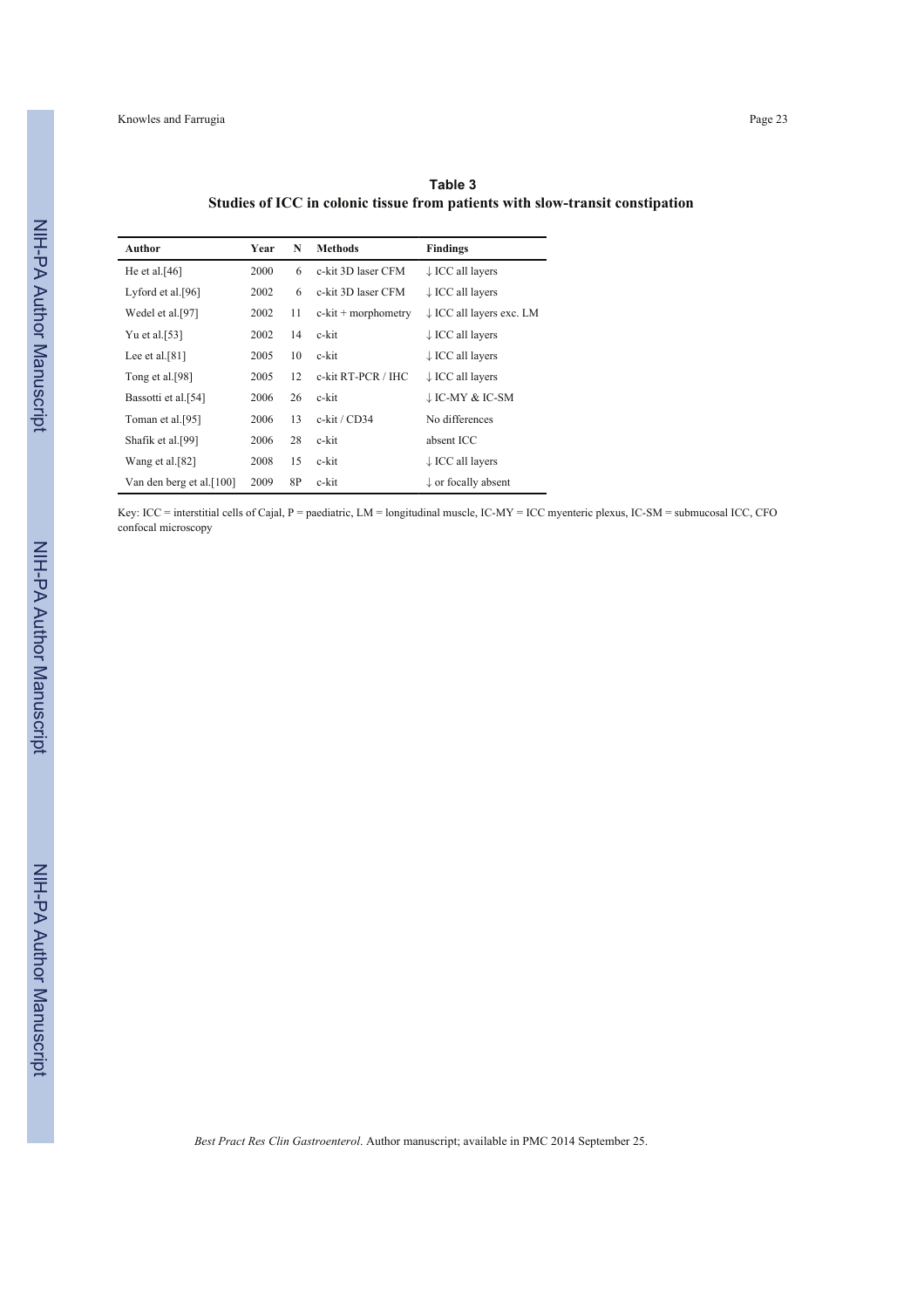## Table 3

**Studies of ICC in colonic tissue from patients with slow-transit constipation**

| Author | Year | N | Methods | Findings |
|---|---|---|---|---|
| He et al.[46] | 2000 | 6 | c-kit 3D laser CFM | ↓ ICC all layers |
| Lyford et al.[96] | 2002 | 6 | c-kit 3D laser CFM | ↓ ICC all layers |
| Wedel et al.[97] | 2002 | 11 | c-kit + morphometry | ↓ ICC all layers exc. LM |
| Yu et al.[53] | 2002 | 14 | c-kit | ↓ ICC all layers |
| Lee et al.[81] | 2005 | 10 | c-kit | ↓ ICC all layers |
| Tong et al.[98] | 2005 | 12 | c-kit RT-PCR / IHC | ↓ ICC all layers |
| Bassotti et al.[54] | 2006 | 26 | c-kit | ↓ IC-MY & IC-SM |
| Toman et al.[95] | 2006 | 13 | c-kit / CD34 | No differences |
| Shafik et al.[99] | 2006 | 28 | c-kit | absent ICC |
| Wang et al.[82] | 2008 | 15 | c-kit | ↓ ICC all layers |
| Van den berg et al.[100] | 2009 | 8P | c-kit | ↓ or focally absent |

Key: ICC = interstitial cells of Cajal, P = paediatric, LM = longitudinal muscle, IC-MY = ICC myenteric plexus, IC-SM = submucosal ICC, CFO confocal microscopy